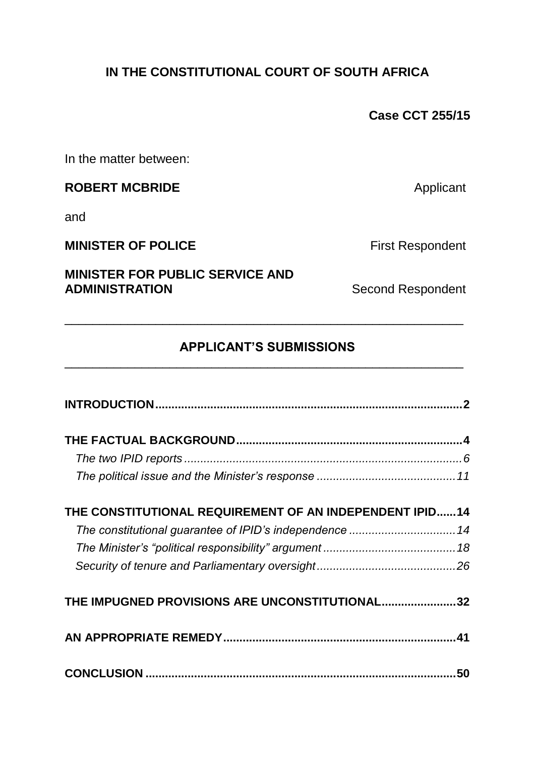**IN THE CONSTITUTIONAL COURT OF SOUTH AFRICA**

**Case CCT 255/15**

In the matter between:

**ROBERT MCBRIDE** Applicant

and

**MINISTER OF POLICE** First Respondent

**MINISTER FOR PUBLIC SERVICE AND ADMINISTRATION** Second Respondent

---

## APPLICANT'S SUBMISSIONS

---

**INTRODUCTION** .......... 2

**THE FACTUAL BACKGROUND** .......... 4

*The two IPID reports* .......... 6

*The political issue and the Minister's response* .......... 11

**THE CONSTITUTIONAL REQUIREMENT OF AN INDEPENDENT IPID** ...... 14

*The constitutional guarantee of IPID's independence* .......... 14

*The Minister's "political responsibility" argument* .......... 18

*Security of tenure and Parliamentary oversight* .......... 26

**THE IMPUGNED PROVISIONS ARE UNCONSTITUTIONAL** .......... 32

**AN APPROPRIATE REMEDY** .......... 41

**CONCLUSION** .......... 50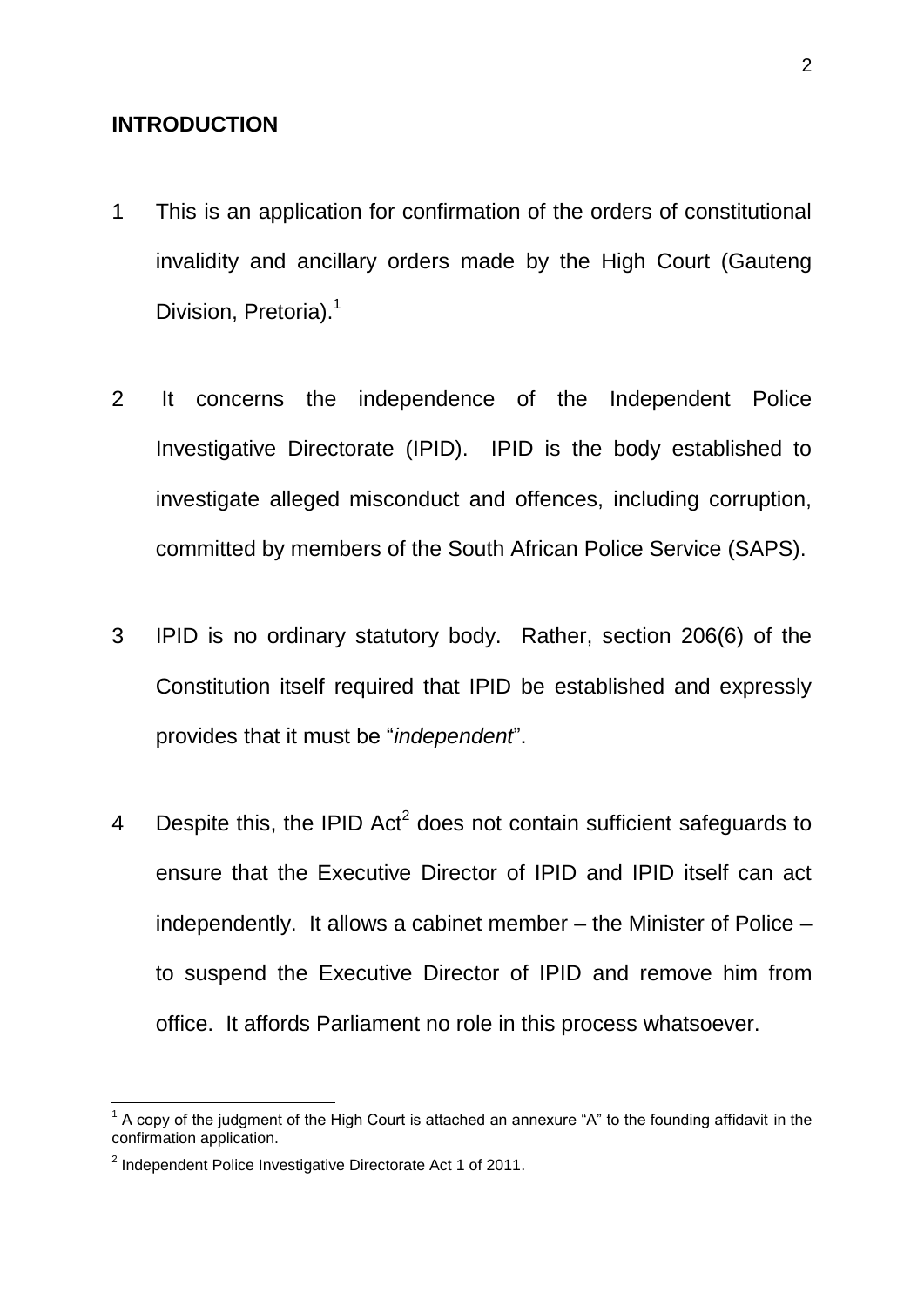## INTRODUCTION

1 This is an application for confirmation of the orders of constitutional invalidity and ancillary orders made by the High Court (Gauteng Division, Pretoria).[1]

2 It concerns the independence of the Independent Police Investigative Directorate (IPID). IPID is the body established to investigate alleged misconduct and offences, including corruption, committed by members of the South African Police Service (SAPS).

3 IPID is no ordinary statutory body. Rather, section 206(6) of the Constitution itself required that IPID be established and expressly provides that it must be "*independent*".

4 Despite this, the IPID Act[2] does not contain sufficient safeguards to ensure that the Executive Director of IPID and IPID itself can act independently. It allows a cabinet member – the Minister of Police – to suspend the Executive Director of IPID and remove him from office. It affords Parliament no role in this process whatsoever.

---

[1] A copy of the judgment of the High Court is attached an annexure "A" to the founding affidavit in the confirmation application.

[2] Independent Police Investigative Directorate Act 1 of 2011.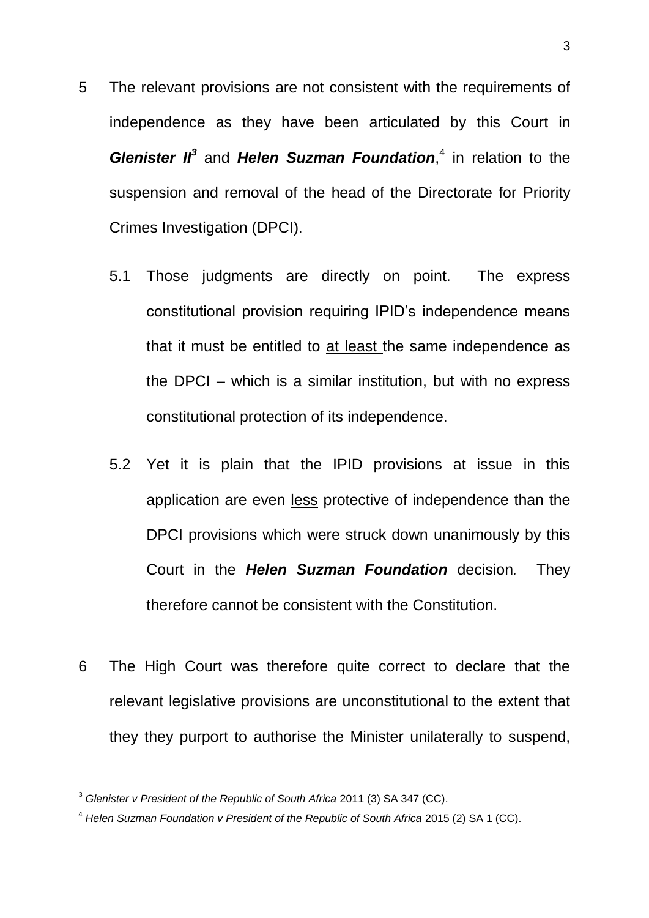5 The relevant provisions are not consistent with the requirements of independence as they have been articulated by this Court in ***Glenister II***[3] and ***Helen Suzman Foundation***,[4] in relation to the suspension and removal of the head of the Directorate for Priority Crimes Investigation (DPCI).

   5.1 Those judgments are directly on point. The express constitutional provision requiring IPID's independence means that it must be entitled to <u>at least</u> the same independence as the DPCI – which is a similar institution, but with no express constitutional protection of its independence.

   5.2 Yet it is plain that the IPID provisions at issue in this application are even <u>less</u> protective of independence than the DPCI provisions which were struck down unanimously by this Court in the ***Helen Suzman Foundation*** decision*.* They therefore cannot be consistent with the Constitution.

6 The High Court was therefore quite correct to declare that the relevant legislative provisions are unconstitutional to the extent that they they purport to authorise the Minister unilaterally to suspend,

---

[3] *Glenister v President of the Republic of South Africa* 2011 (3) SA 347 (CC).

[4] *Helen Suzman Foundation v President of the Republic of South Africa* 2015 (2) SA 1 (CC).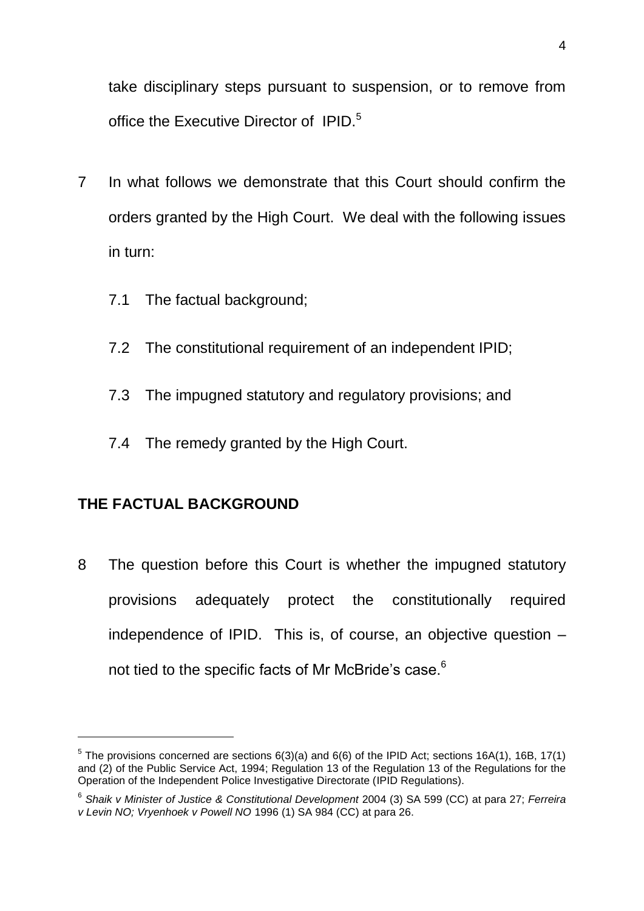take disciplinary steps pursuant to suspension, or to remove from office the Executive Director of IPID.[5]

7 In what follows we demonstrate that this Court should confirm the orders granted by the High Court. We deal with the following issues in turn:

 7.1 The factual background;

 7.2 The constitutional requirement of an independent IPID;

 7.3 The impugned statutory and regulatory provisions; and

 7.4 The remedy granted by the High Court.

## THE FACTUAL BACKGROUND

8 The question before this Court is whether the impugned statutory provisions adequately protect the constitutionally required independence of IPID. This is, of course, an objective question – not tied to the specific facts of Mr McBride's case.[6]

---

[5] The provisions concerned are sections 6(3)(a) and 6(6) of the IPID Act; sections 16A(1), 16B, 17(1) and (2) of the Public Service Act, 1994; Regulation 13 of the Regulation 13 of the Regulations for the Operation of the Independent Police Investigative Directorate (IPID Regulations).

[6] *Shaik v Minister of Justice & Constitutional Development* 2004 (3) SA 599 (CC) at para 27; *Ferreira v Levin NO; Vryenhoek v Powell NO* 1996 (1) SA 984 (CC) at para 26.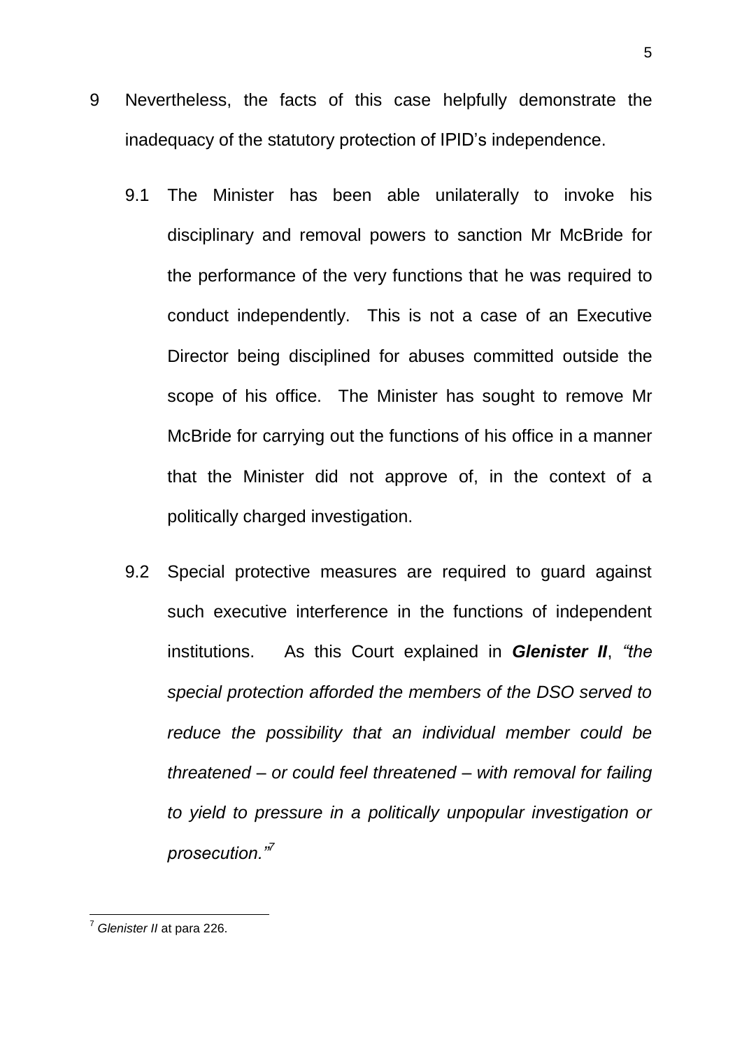9 Nevertheless, the facts of this case helpfully demonstrate the inadequacy of the statutory protection of IPID's independence.

9.1 The Minister has been able unilaterally to invoke his disciplinary and removal powers to sanction Mr McBride for the performance of the very functions that he was required to conduct independently. This is not a case of an Executive Director being disciplined for abuses committed outside the scope of his office. The Minister has sought to remove Mr McBride for carrying out the functions of his office in a manner that the Minister did not approve of, in the context of a politically charged investigation.

9.2 Special protective measures are required to guard against such executive interference in the functions of independent institutions. As this Court explained in ***Glenister II***, *"the special protection afforded the members of the DSO served to reduce the possibility that an individual member could be threatened – or could feel threatened – with removal for failing to yield to pressure in a politically unpopular investigation or prosecution."*[7]

---

[7] *Glenister II* at para 226.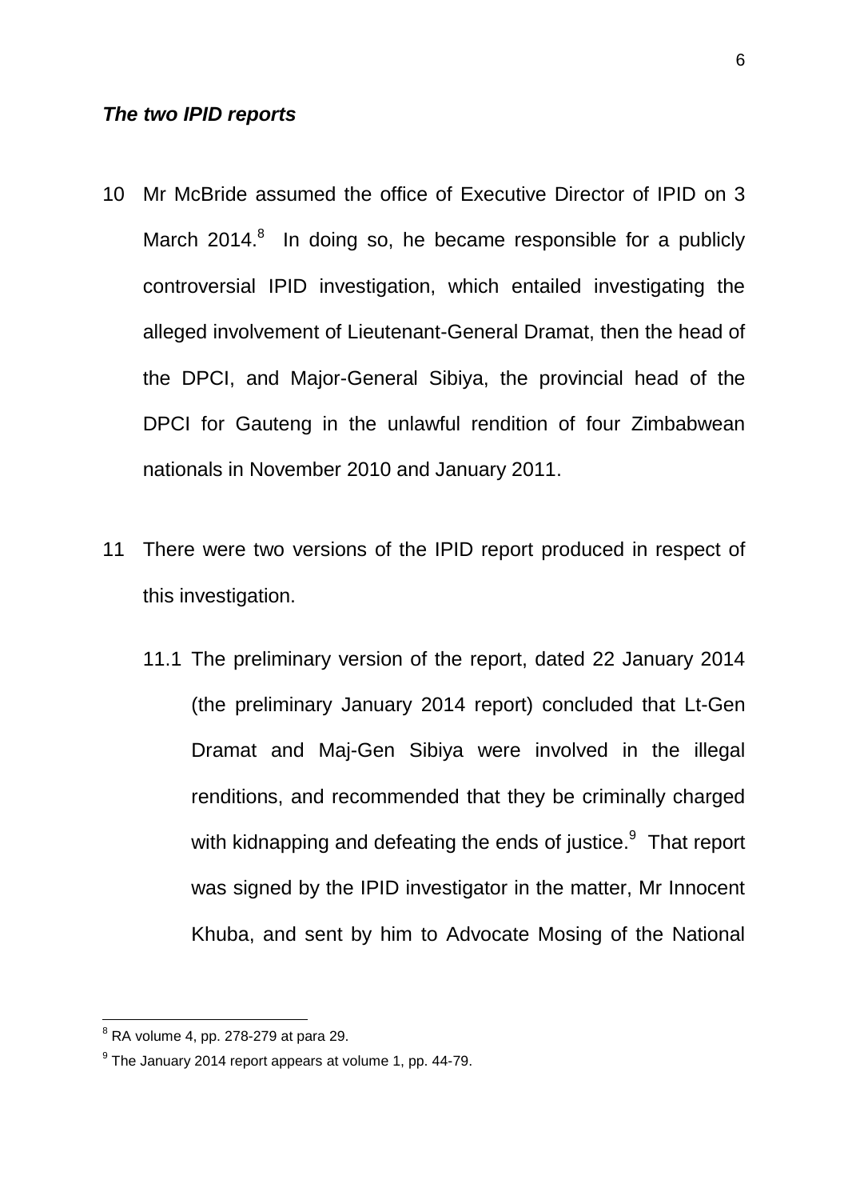***The two IPID reports***

10 Mr McBride assumed the office of Executive Director of IPID on 3 March 2014.[8] In doing so, he became responsible for a publicly controversial IPID investigation, which entailed investigating the alleged involvement of Lieutenant-General Dramat, then the head of the DPCI, and Major-General Sibiya, the provincial head of the DPCI for Gauteng in the unlawful rendition of four Zimbabwean nationals in November 2010 and January 2011.

11 There were two versions of the IPID report produced in respect of this investigation.

11.1 The preliminary version of the report, dated 22 January 2014 (the preliminary January 2014 report) concluded that Lt-Gen Dramat and Maj-Gen Sibiya were involved in the illegal renditions, and recommended that they be criminally charged with kidnapping and defeating the ends of justice.[9] That report was signed by the IPID investigator in the matter, Mr Innocent Khuba, and sent by him to Advocate Mosing of the National

---

[8] RA volume 4, pp. 278-279 at para 29.

[9] The January 2014 report appears at volume 1, pp. 44-79.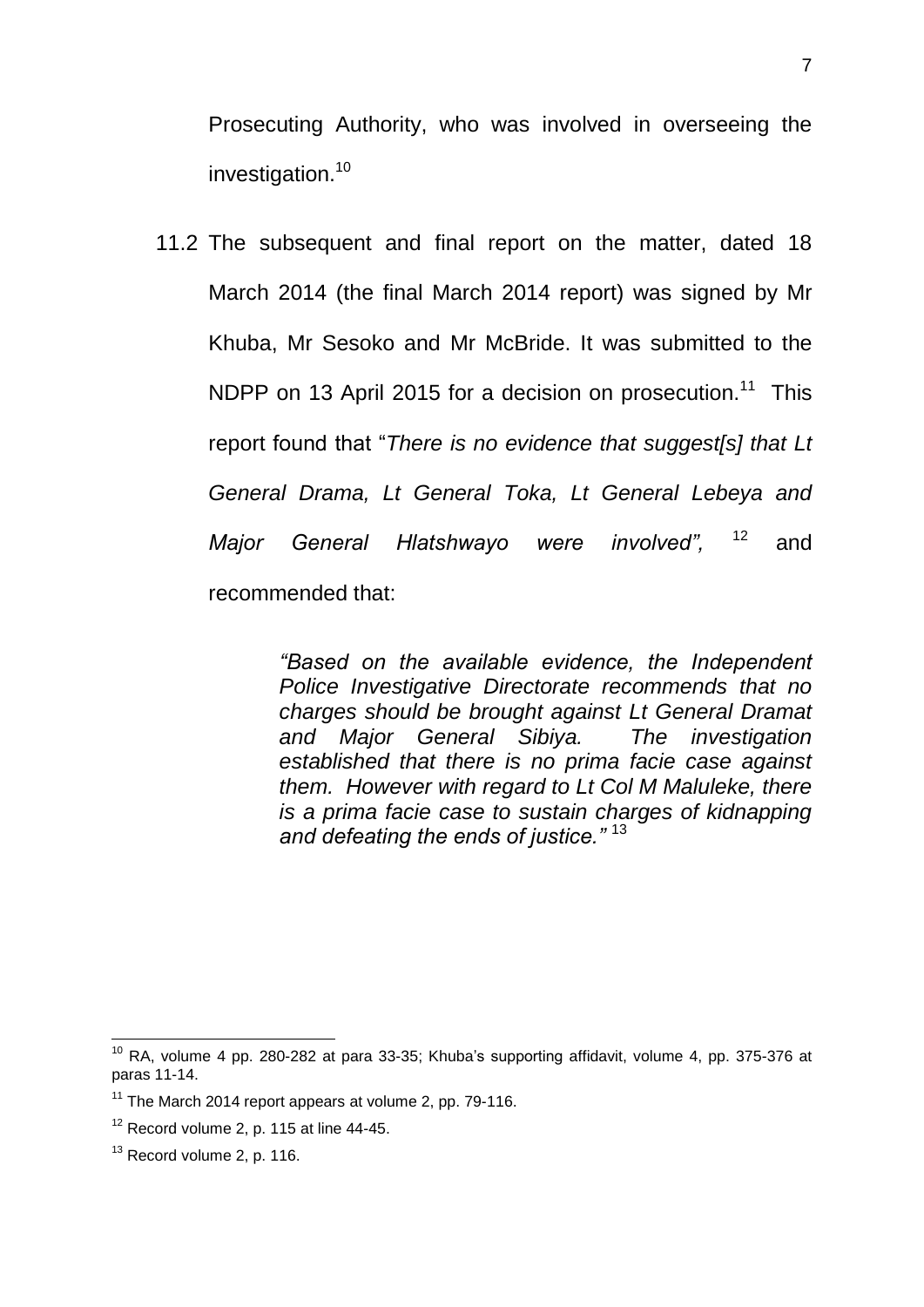Prosecuting Authority, who was involved in overseeing the investigation.[10]

11.2 The subsequent and final report on the matter, dated 18 March 2014 (the final March 2014 report) was signed by Mr Khuba, Mr Sesoko and Mr McBride. It was submitted to the NDPP on 13 April 2015 for a decision on prosecution.[11] This report found that "*There is no evidence that suggest[s] that Lt General Drama, Lt General Toka, Lt General Lebeya and Major General Hlatshwayo were involved",* [12] and recommended that:

> *"Based on the available evidence, the Independent Police Investigative Directorate recommends that no charges should be brought against Lt General Dramat and Major General Sibiya. The investigation established that there is no prima facie case against them. However with regard to Lt Col M Maluleke, there is a prima facie case to sustain charges of kidnapping and defeating the ends of justice."* [13]

---

[10] RA, volume 4 pp. 280-282 at para 33-35; Khuba's supporting affidavit, volume 4, pp. 375-376 at paras 11-14.

[11] The March 2014 report appears at volume 2, pp. 79-116.

[12] Record volume 2, p. 115 at line 44-45.

[13] Record volume 2, p. 116.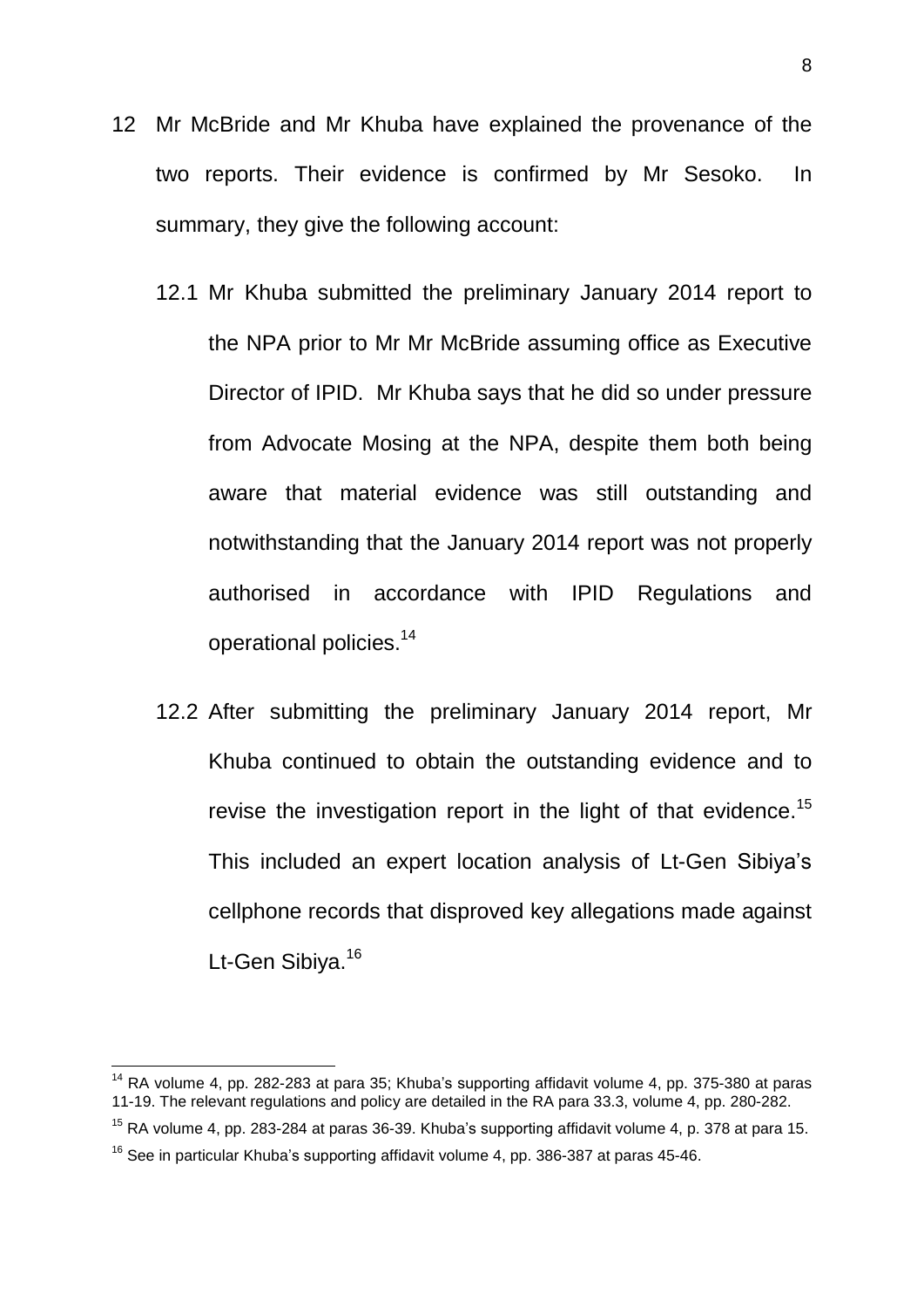12 Mr McBride and Mr Khuba have explained the provenance of the two reports. Their evidence is confirmed by Mr Sesoko. In summary, they give the following account:

12.1 Mr Khuba submitted the preliminary January 2014 report to the NPA prior to Mr Mr McBride assuming office as Executive Director of IPID. Mr Khuba says that he did so under pressure from Advocate Mosing at the NPA, despite them both being aware that material evidence was still outstanding and notwithstanding that the January 2014 report was not properly authorised in accordance with IPID Regulations and operational policies.[14]

12.2 After submitting the preliminary January 2014 report, Mr Khuba continued to obtain the outstanding evidence and to revise the investigation report in the light of that evidence.[15] This included an expert location analysis of Lt-Gen Sibiya's cellphone records that disproved key allegations made against Lt-Gen Sibiya.[16]

---

[14] RA volume 4, pp. 282-283 at para 35; Khuba's supporting affidavit volume 4, pp. 375-380 at paras 11-19. The relevant regulations and policy are detailed in the RA para 33.3, volume 4, pp. 280-282.

[15] RA volume 4, pp. 283-284 at paras 36-39. Khuba's supporting affidavit volume 4, p. 378 at para 15.

[16] See in particular Khuba's supporting affidavit volume 4, pp. 386-387 at paras 45-46.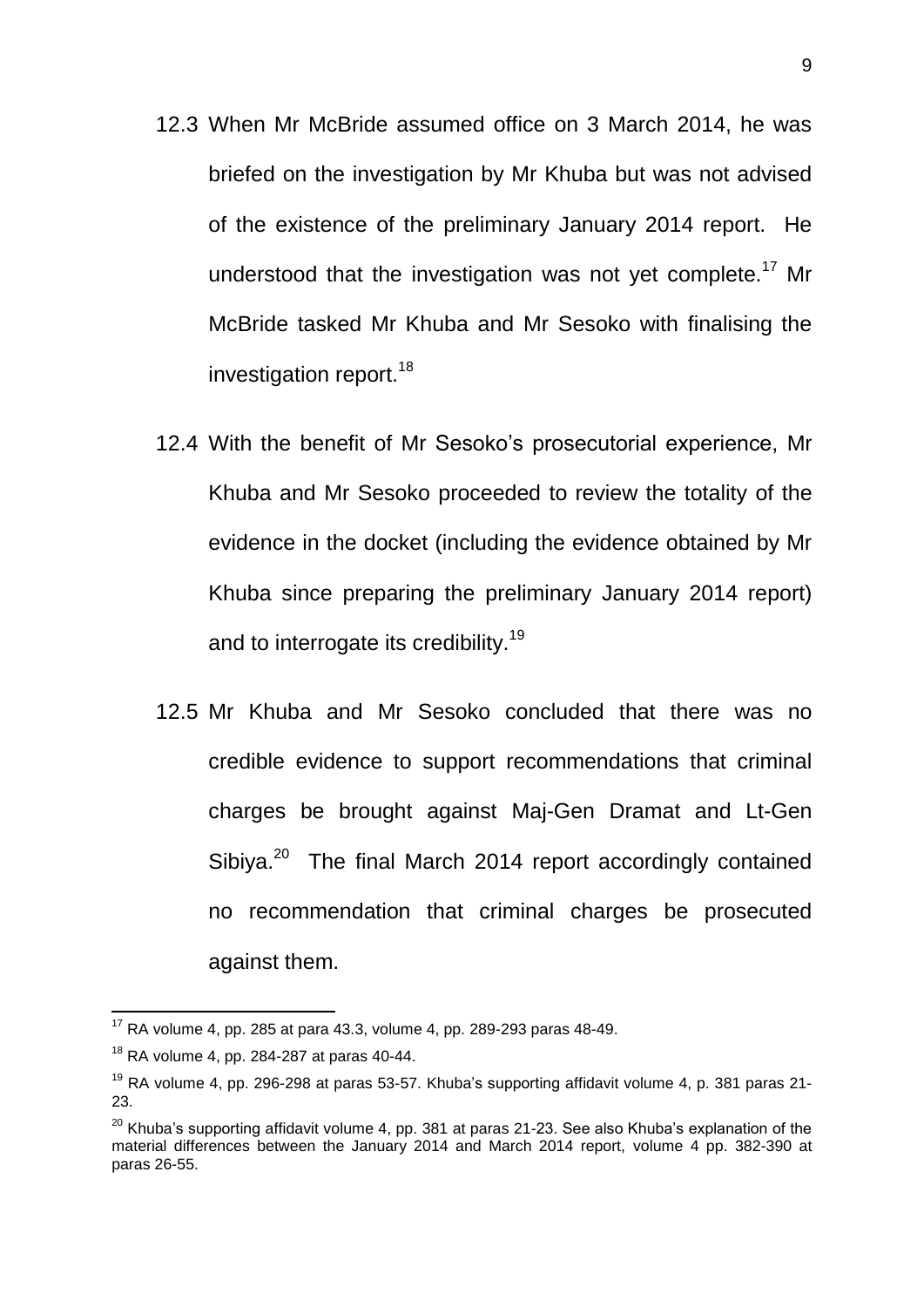12.3 When Mr McBride assumed office on 3 March 2014, he was briefed on the investigation by Mr Khuba but was not advised of the existence of the preliminary January 2014 report. He understood that the investigation was not yet complete.[17] Mr McBride tasked Mr Khuba and Mr Sesoko with finalising the investigation report.[18]

12.4 With the benefit of Mr Sesoko's prosecutorial experience, Mr Khuba and Mr Sesoko proceeded to review the totality of the evidence in the docket (including the evidence obtained by Mr Khuba since preparing the preliminary January 2014 report) and to interrogate its credibility.[19]

12.5 Mr Khuba and Mr Sesoko concluded that there was no credible evidence to support recommendations that criminal charges be brought against Maj-Gen Dramat and Lt-Gen Sibiya.[20] The final March 2014 report accordingly contained no recommendation that criminal charges be prosecuted against them.

---

[17] RA volume 4, pp. 285 at para 43.3, volume 4, pp. 289-293 paras 48-49.

[18] RA volume 4, pp. 284-287 at paras 40-44.

[19] RA volume 4, pp. 296-298 at paras 53-57. Khuba's supporting affidavit volume 4, p. 381 paras 21-23.

[20] Khuba's supporting affidavit volume 4, pp. 381 at paras 21-23. See also Khuba's explanation of the material differences between the January 2014 and March 2014 report, volume 4 pp. 382-390 at paras 26-55.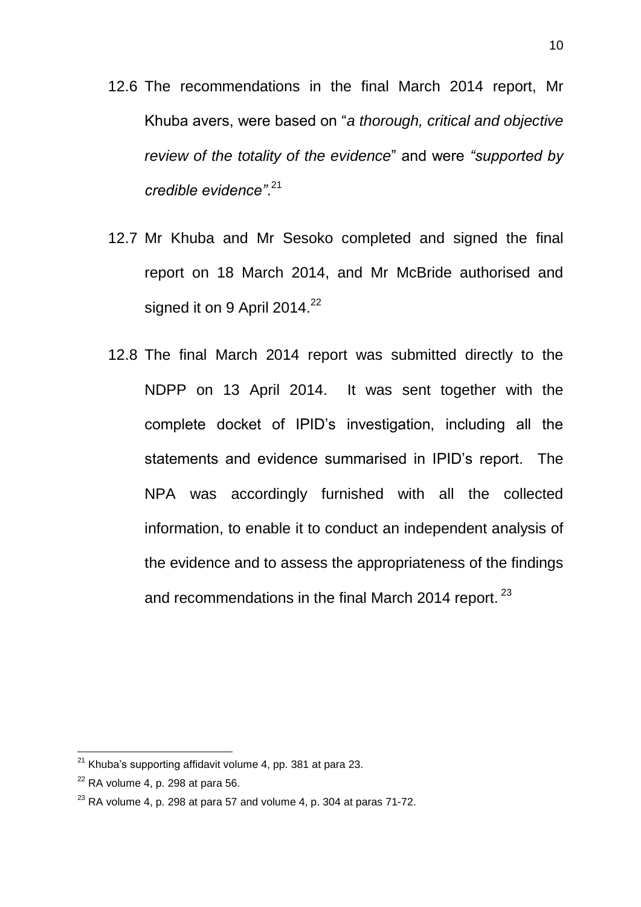12.6 The recommendations in the final March 2014 report, Mr Khuba avers, were based on "*a thorough, critical and objective review of the totality of the evidence*" and were *"supported by credible evidence"*.[21]

12.7 Mr Khuba and Mr Sesoko completed and signed the final report on 18 March 2014, and Mr McBride authorised and signed it on 9 April 2014.[22]

12.8 The final March 2014 report was submitted directly to the NDPP on 13 April 2014. It was sent together with the complete docket of IPID's investigation, including all the statements and evidence summarised in IPID's report. The NPA was accordingly furnished with all the collected information, to enable it to conduct an independent analysis of the evidence and to assess the appropriateness of the findings and recommendations in the final March 2014 report.[23]

---

[21] Khuba's supporting affidavit volume 4, pp. 381 at para 23.

[22] RA volume 4, p. 298 at para 56.

[23] RA volume 4, p. 298 at para 57 and volume 4, p. 304 at paras 71-72.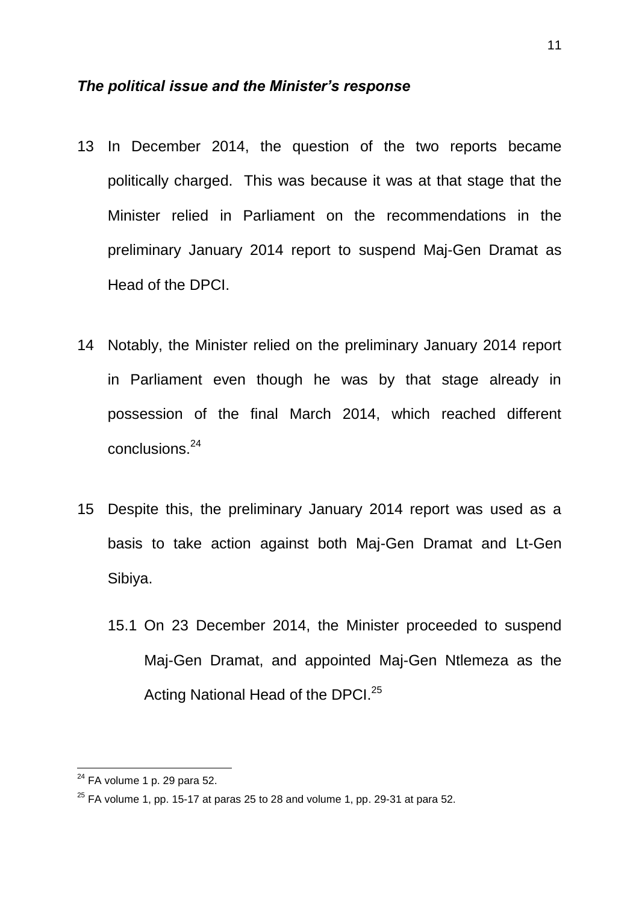### *The political issue and the Minister's response*

13 In December 2014, the question of the two reports became politically charged. This was because it was at that stage that the Minister relied in Parliament on the recommendations in the preliminary January 2014 report to suspend Maj-Gen Dramat as Head of the DPCI.

14 Notably, the Minister relied on the preliminary January 2014 report in Parliament even though he was by that stage already in possession of the final March 2014, which reached different conclusions.[24]

15 Despite this, the preliminary January 2014 report was used as a basis to take action against both Maj-Gen Dramat and Lt-Gen Sibiya.

15.1 On 23 December 2014, the Minister proceeded to suspend Maj-Gen Dramat, and appointed Maj-Gen Ntlemeza as the Acting National Head of the DPCI.[25]

---

[24] FA volume 1 p. 29 para 52.

[25] FA volume 1, pp. 15-17 at paras 25 to 28 and volume 1, pp. 29-31 at para 52.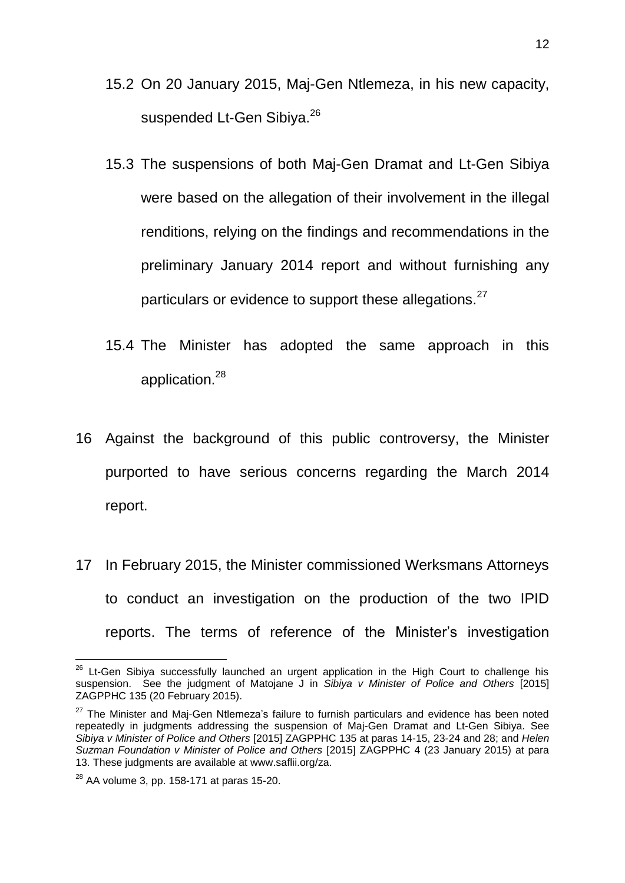15.2 On 20 January 2015, Maj-Gen Ntlemeza, in his new capacity, suspended Lt-Gen Sibiya.[26]

15.3 The suspensions of both Maj-Gen Dramat and Lt-Gen Sibiya were based on the allegation of their involvement in the illegal renditions, relying on the findings and recommendations in the preliminary January 2014 report and without furnishing any particulars or evidence to support these allegations.[27]

15.4 The Minister has adopted the same approach in this application.[28]

16 Against the background of this public controversy, the Minister purported to have serious concerns regarding the March 2014 report.

17 In February 2015, the Minister commissioned Werksmans Attorneys to conduct an investigation on the production of the two IPID reports. The terms of reference of the Minister's investigation

---

[26] Lt-Gen Sibiya successfully launched an urgent application in the High Court to challenge his suspension. See the judgment of Matojane J in *Sibiya v Minister of Police and Others* [2015] ZAGPPHC 135 (20 February 2015).

[27] The Minister and Maj-Gen Ntlemeza's failure to furnish particulars and evidence has been noted repeatedly in judgments addressing the suspension of Maj-Gen Dramat and Lt-Gen Sibiya. See *Sibiya v Minister of Police and Others* [2015] ZAGPPHC 135 at paras 14-15, 23-24 and 28; and *Helen Suzman Foundation v Minister of Police and Others* [2015] ZAGPPHC 4 (23 January 2015) at para 13. These judgments are available at www.saflii.org/za.

[28] AA volume 3, pp. 158-171 at paras 15-20.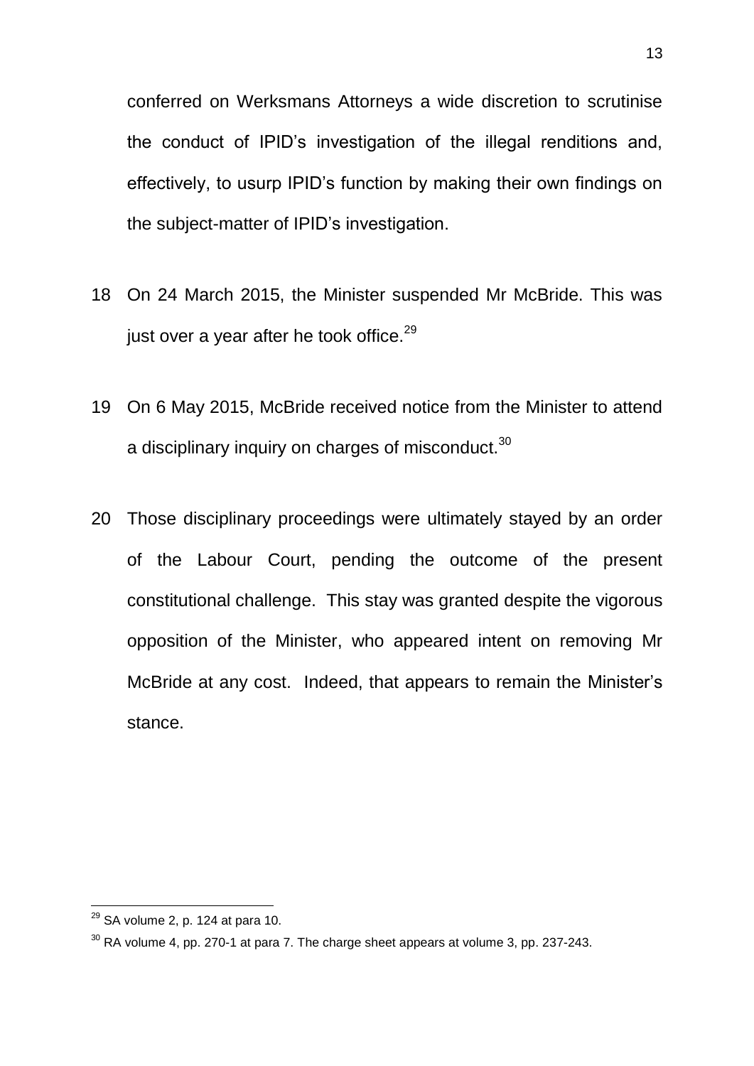conferred on Werksmans Attorneys a wide discretion to scrutinise the conduct of IPID's investigation of the illegal renditions and, effectively, to usurp IPID's function by making their own findings on the subject-matter of IPID's investigation.

18 On 24 March 2015, the Minister suspended Mr McBride. This was just over a year after he took office.[29]

19 On 6 May 2015, McBride received notice from the Minister to attend a disciplinary inquiry on charges of misconduct.[30]

20 Those disciplinary proceedings were ultimately stayed by an order of the Labour Court, pending the outcome of the present constitutional challenge. This stay was granted despite the vigorous opposition of the Minister, who appeared intent on removing Mr McBride at any cost. Indeed, that appears to remain the Minister's stance.

---

[29] SA volume 2, p. 124 at para 10.

[30] RA volume 4, pp. 270-1 at para 7. The charge sheet appears at volume 3, pp. 237-243.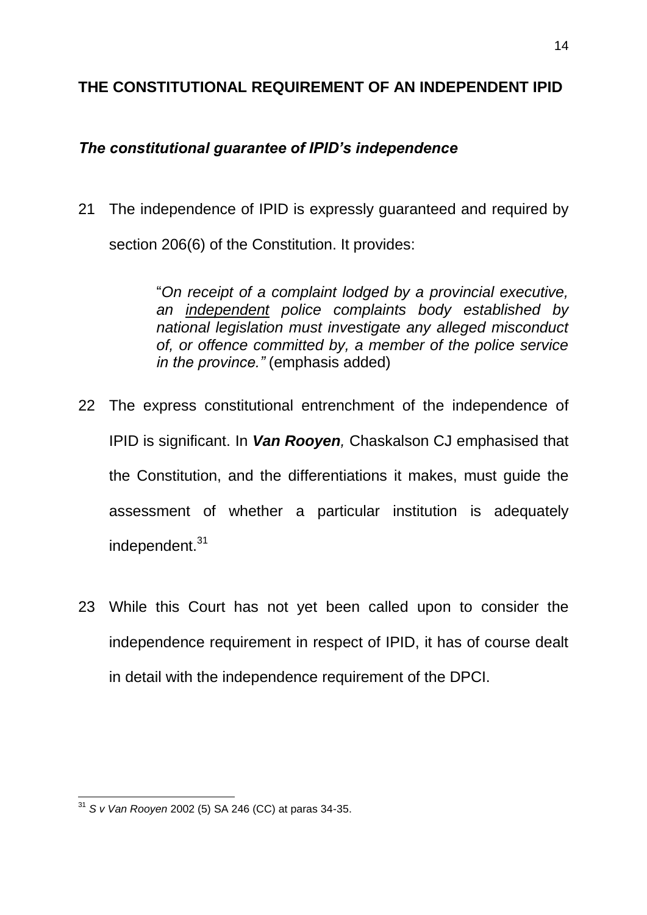## THE CONSTITUTIONAL REQUIREMENT OF AN INDEPENDENT IPID

### *The constitutional guarantee of IPID's independence*

21 The independence of IPID is expressly guaranteed and required by section 206(6) of the Constitution. It provides:

> "*On receipt of a complaint lodged by a provincial executive, an <u>independent</u> police complaints body established by national legislation must investigate any alleged misconduct of, or offence committed by, a member of the police service in the province."* (emphasis added)

22 The express constitutional entrenchment of the independence of IPID is significant. In ***Van Rooyen**,* Chaskalson CJ emphasised that the Constitution, and the differentiations it makes, must guide the assessment of whether a particular institution is adequately independent.[31]

23 While this Court has not yet been called upon to consider the independence requirement in respect of IPID, it has of course dealt in detail with the independence requirement of the DPCI.

---

[31] *S v Van Rooyen* 2002 (5) SA 246 (CC) at paras 34-35.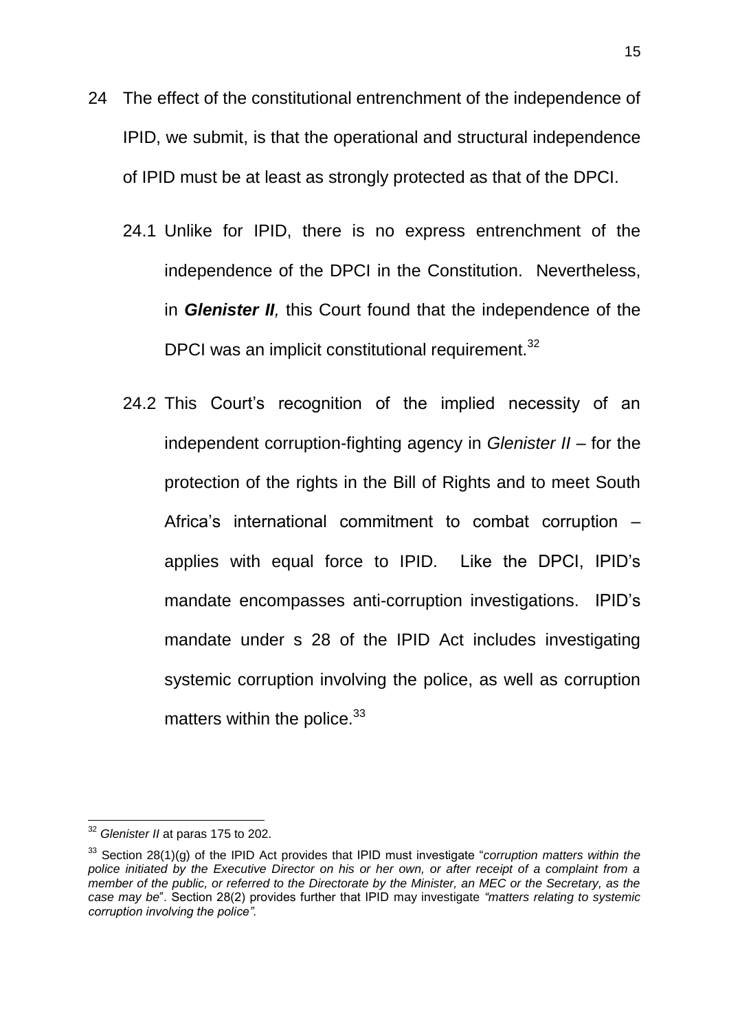24 The effect of the constitutional entrenchment of the independence of IPID, we submit, is that the operational and structural independence of IPID must be at least as strongly protected as that of the DPCI.

24.1 Unlike for IPID, there is no express entrenchment of the independence of the DPCI in the Constitution. Nevertheless, in ***Glenister II**,* this Court found that the independence of the DPCI was an implicit constitutional requirement.[32]

24.2 This Court's recognition of the implied necessity of an independent corruption-fighting agency in *Glenister II* – for the protection of the rights in the Bill of Rights and to meet South Africa's international commitment to combat corruption – applies with equal force to IPID. Like the DPCI, IPID's mandate encompasses anti-corruption investigations. IPID's mandate under s 28 of the IPID Act includes investigating systemic corruption involving the police, as well as corruption matters within the police.[33]

---

[32] *Glenister II* at paras 175 to 202.

[33] Section 28(1)(g) of the IPID Act provides that IPID must investigate "*corruption matters within the police initiated by the Executive Director on his or her own, or after receipt of a complaint from a member of the public, or referred to the Directorate by the Minister, an MEC or the Secretary, as the case may be*". Section 28(2) provides further that IPID may investigate *"matters relating to systemic corruption involving the police"*.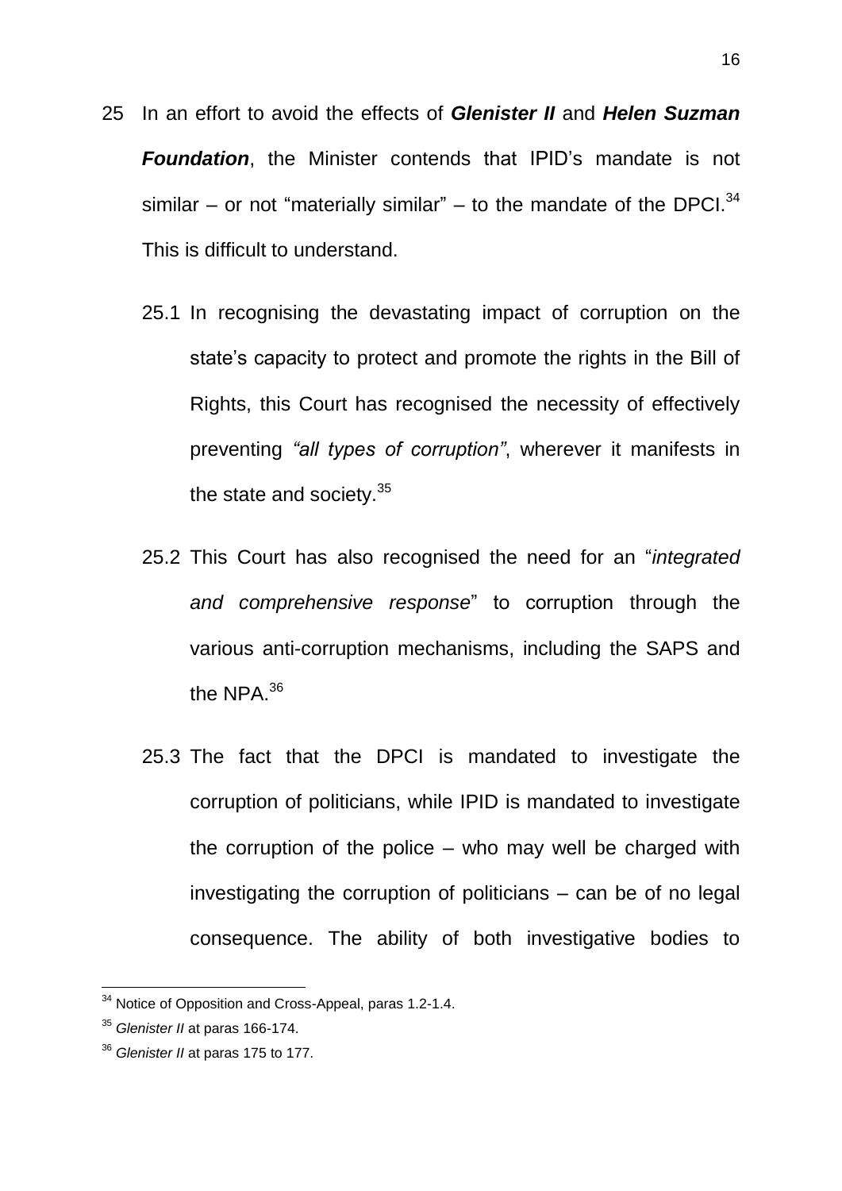25 In an effort to avoid the effects of ***Glenister II*** and ***Helen Suzman Foundation***, the Minister contends that IPID's mandate is not similar – or not "materially similar" – to the mandate of the DPCI.[34] This is difficult to understand.

25.1 In recognising the devastating impact of corruption on the state's capacity to protect and promote the rights in the Bill of Rights, this Court has recognised the necessity of effectively preventing *"all types of corruption"*, wherever it manifests in the state and society.[35]

25.2 This Court has also recognised the need for an "*integrated and comprehensive response*" to corruption through the various anti-corruption mechanisms, including the SAPS and the NPA.[36]

25.3 The fact that the DPCI is mandated to investigate the corruption of politicians, while IPID is mandated to investigate the corruption of the police – who may well be charged with investigating the corruption of politicians – can be of no legal consequence. The ability of both investigative bodies to

---

[34] Notice of Opposition and Cross-Appeal, paras 1.2-1.4.

[35] *Glenister II* at paras 166-174.

[36] *Glenister II* at paras 175 to 177.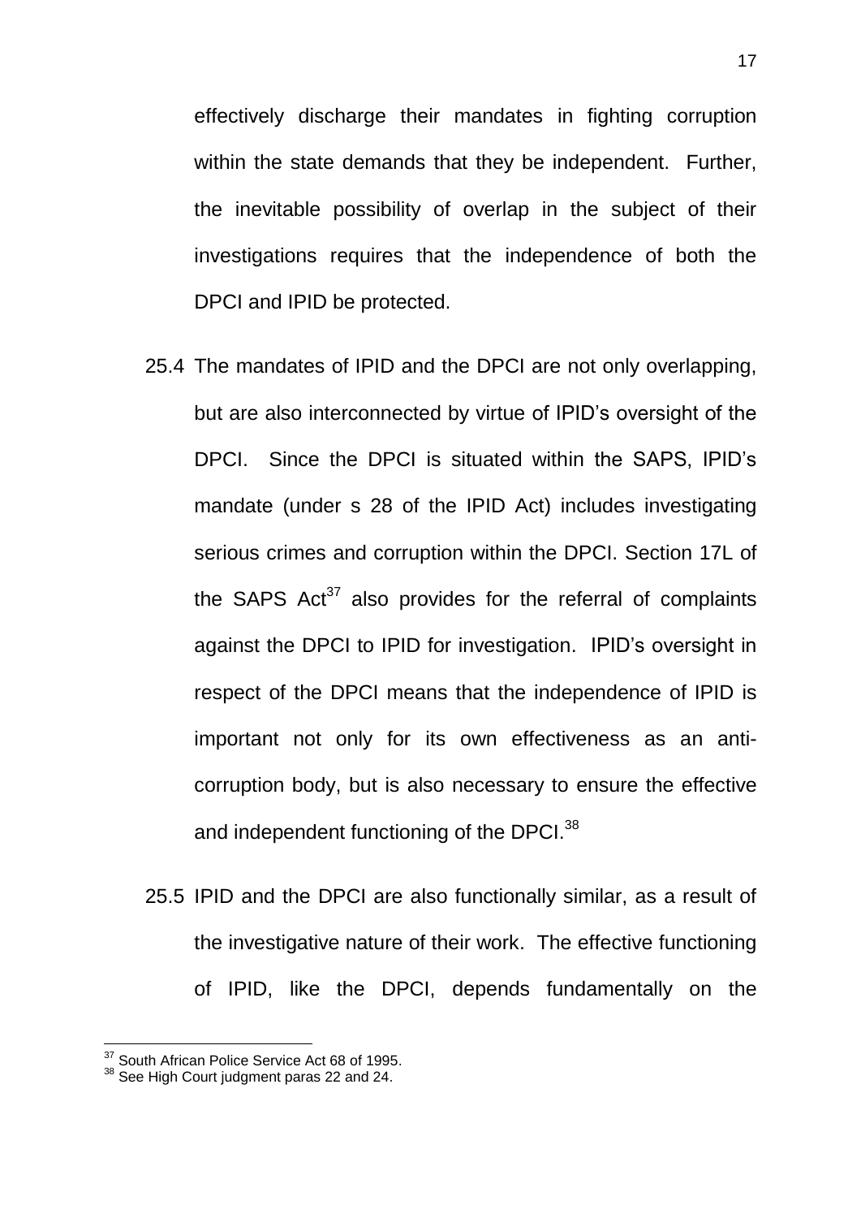effectively discharge their mandates in fighting corruption within the state demands that they be independent. Further, the inevitable possibility of overlap in the subject of their investigations requires that the independence of both the DPCI and IPID be protected.

25.4 The mandates of IPID and the DPCI are not only overlapping, but are also interconnected by virtue of IPID's oversight of the DPCI. Since the DPCI is situated within the SAPS, IPID's mandate (under s 28 of the IPID Act) includes investigating serious crimes and corruption within the DPCI. Section 17L of the SAPS Act[37] also provides for the referral of complaints against the DPCI to IPID for investigation. IPID's oversight in respect of the DPCI means that the independence of IPID is important not only for its own effectiveness as an anti-corruption body, but is also necessary to ensure the effective and independent functioning of the DPCI.[38]

25.5 IPID and the DPCI are also functionally similar, as a result of the investigative nature of their work. The effective functioning of IPID, like the DPCI, depends fundamentally on the

---

[37] South African Police Service Act 68 of 1995.

[38] See High Court judgment paras 22 and 24.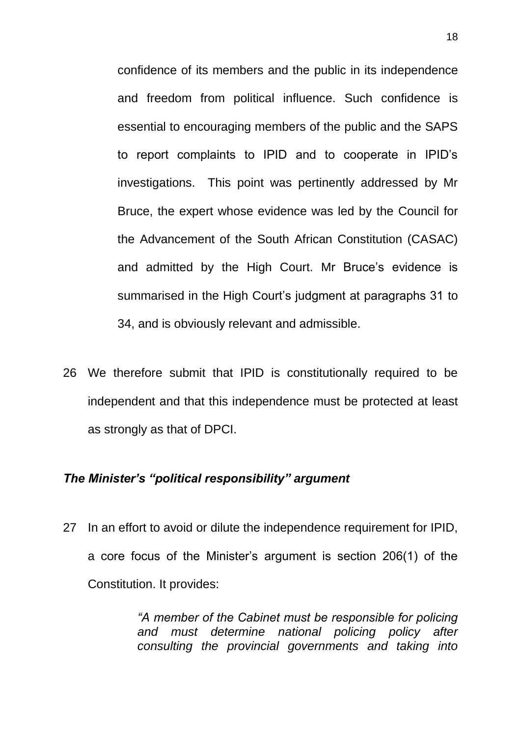confidence of its members and the public in its independence and freedom from political influence. Such confidence is essential to encouraging members of the public and the SAPS to report complaints to IPID and to cooperate in IPID's investigations. This point was pertinently addressed by Mr Bruce, the expert whose evidence was led by the Council for the Advancement of the South African Constitution (CASAC) and admitted by the High Court. Mr Bruce's evidence is summarised in the High Court's judgment at paragraphs 31 to 34, and is obviously relevant and admissible.

26 We therefore submit that IPID is constitutionally required to be independent and that this independence must be protected at least as strongly as that of DPCI.

### *The Minister's "political responsibility" argument*

27 In an effort to avoid or dilute the independence requirement for IPID, a core focus of the Minister's argument is section 206(1) of the Constitution. It provides:

> *"A member of the Cabinet must be responsible for policing and must determine national policing policy after consulting the provincial governments and taking into*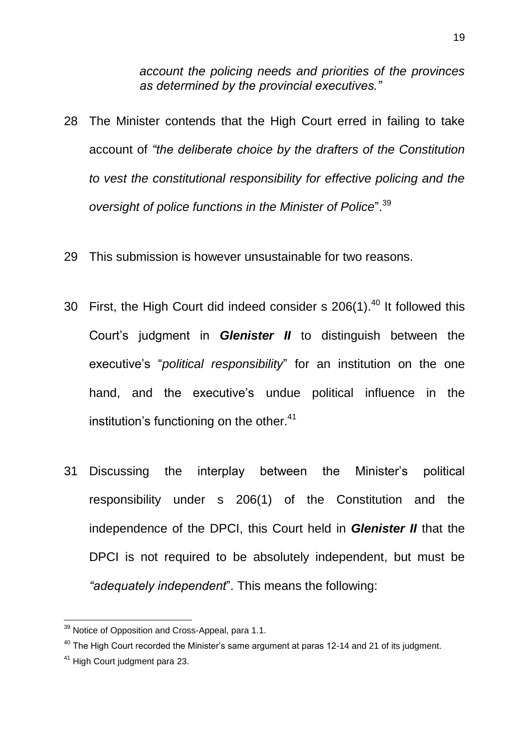*account the policing needs and priorities of the provinces as determined by the provincial executives."*

28 The Minister contends that the High Court erred in failing to take account of *"the deliberate choice by the drafters of the Constitution to vest the constitutional responsibility for effective policing and the oversight of police functions in the Minister of Police*".[39]

29 This submission is however unsustainable for two reasons.

30 First, the High Court did indeed consider s 206(1).[40] It followed this Court's judgment in ***Glenister II*** to distinguish between the executive's "*political responsibility*" for an institution on the one hand, and the executive's undue political influence in the institution's functioning on the other.[41]

31 Discussing the interplay between the Minister's political responsibility under s 206(1) of the Constitution and the independence of the DPCI, this Court held in ***Glenister II*** that the DPCI is not required to be absolutely independent, but must be *"adequately independent*". This means the following:

---

[39] Notice of Opposition and Cross-Appeal, para 1.1.

[40] The High Court recorded the Minister's same argument at paras 12-14 and 21 of its judgment.

[41] High Court judgment para 23.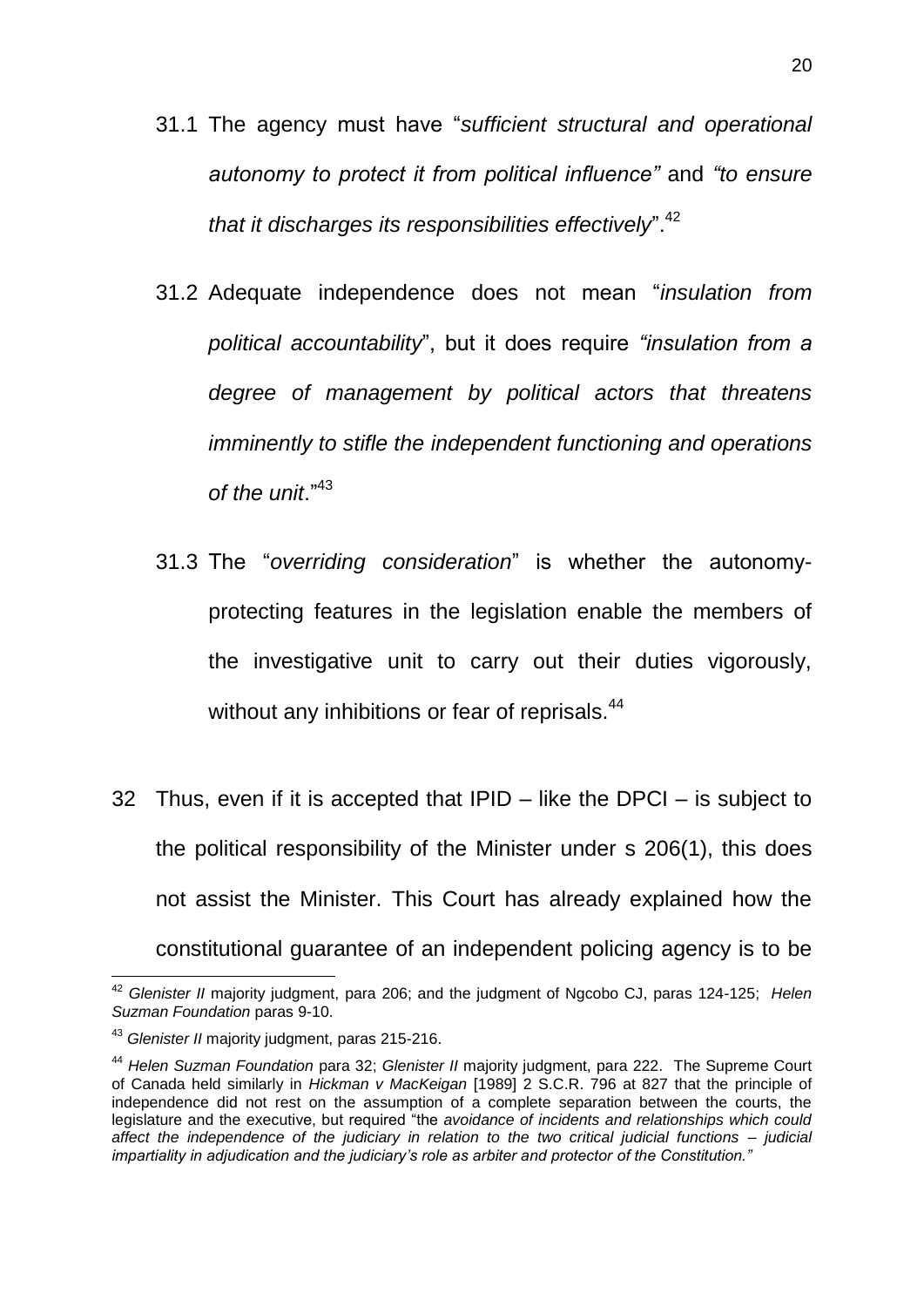31.1 The agency must have "*sufficient structural and operational autonomy to protect it from political influence"* and *"to ensure that it discharges its responsibilities effectively*".[42]

31.2 Adequate independence does not mean "*insulation from political accountability*", but it does require *"insulation from a degree of management by political actors that threatens imminently to stifle the independent functioning and operations of the unit*."[43]

31.3 The "*overriding consideration*" is whether the autonomy-protecting features in the legislation enable the members of the investigative unit to carry out their duties vigorously, without any inhibitions or fear of reprisals.[44]

32 Thus, even if it is accepted that IPID – like the DPCI – is subject to the political responsibility of the Minister under s 206(1), this does not assist the Minister. This Court has already explained how the constitutional guarantee of an independent policing agency is to be

---

[42] *Glenister II* majority judgment, para 206; and the judgment of Ngcobo CJ, paras 124-125; *Helen Suzman Foundation* paras 9-10.

[43] *Glenister II* majority judgment, paras 215-216.

[44] *Helen Suzman Foundation* para 32; *Glenister II* majority judgment, para 222. The Supreme Court of Canada held similarly in *Hickman v MacKeigan* [1989] 2 S.C.R. 796 at 827 that the principle of independence did not rest on the assumption of a complete separation between the courts, the legislature and the executive, but required "the *avoidance of incidents and relationships which could affect the independence of the judiciary in relation to the two critical judicial functions – judicial impartiality in adjudication and the judiciary's role as arbiter and protector of the Constitution."*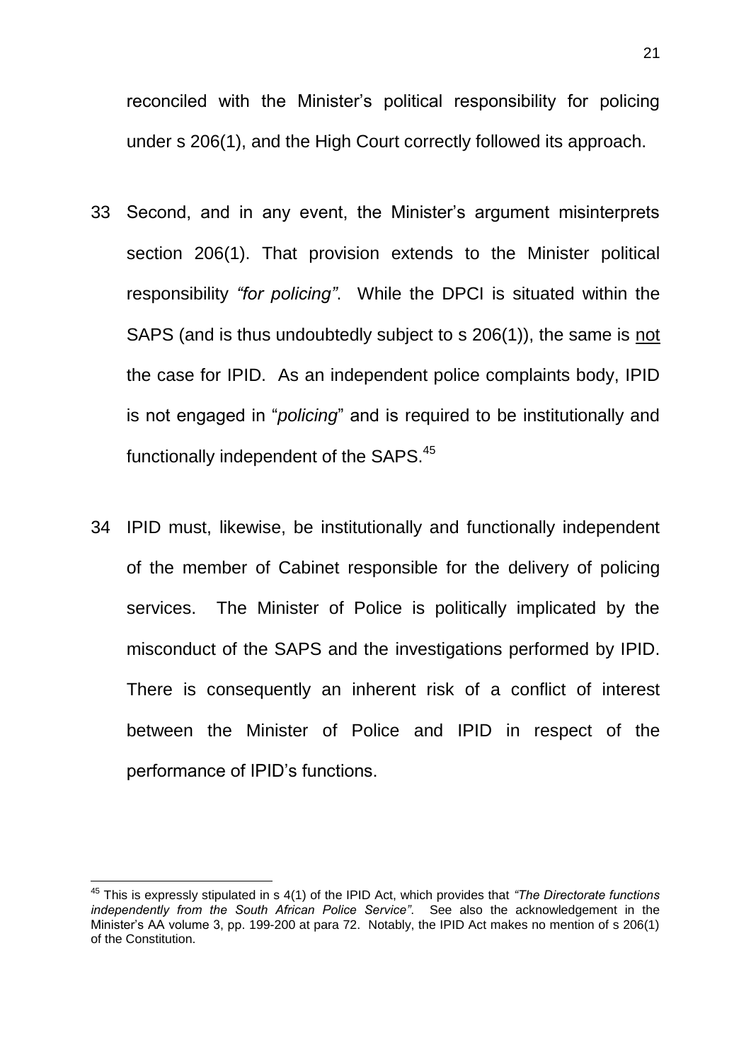reconciled with the Minister's political responsibility for policing under s 206(1), and the High Court correctly followed its approach.

33 Second, and in any event, the Minister's argument misinterprets section 206(1). That provision extends to the Minister political responsibility *"for policing"*. While the DPCI is situated within the SAPS (and is thus undoubtedly subject to s 206(1)), the same is <u>not</u> the case for IPID. As an independent police complaints body, IPID is not engaged in "*policing*" and is required to be institutionally and functionally independent of the SAPS.[45]

34 IPID must, likewise, be institutionally and functionally independent of the member of Cabinet responsible for the delivery of policing services. The Minister of Police is politically implicated by the misconduct of the SAPS and the investigations performed by IPID. There is consequently an inherent risk of a conflict of interest between the Minister of Police and IPID in respect of the performance of IPID's functions.

---

[45] This is expressly stipulated in s 4(1) of the IPID Act, which provides that *"The Directorate functions independently from the South African Police Service"*. See also the acknowledgement in the Minister's AA volume 3, pp. 199-200 at para 72. Notably, the IPID Act makes no mention of s 206(1) of the Constitution.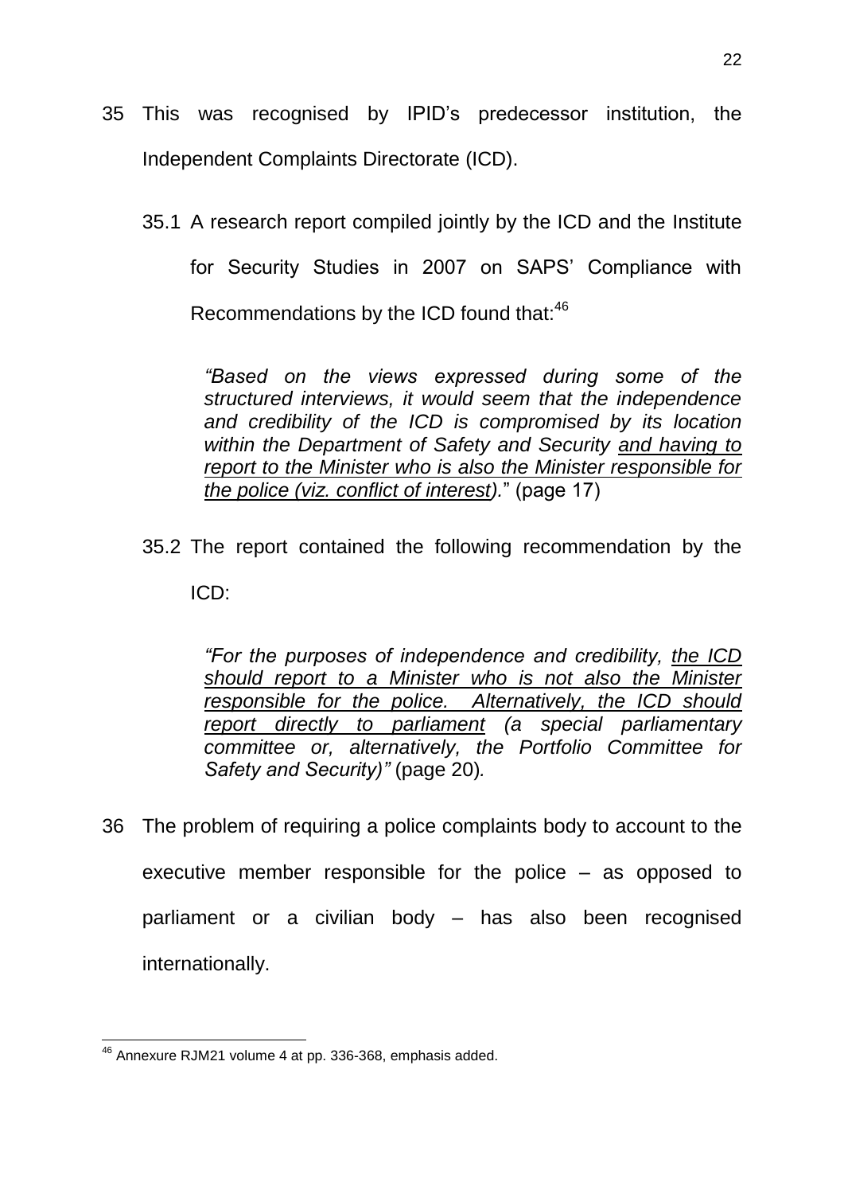35 This was recognised by IPID's predecessor institution, the Independent Complaints Directorate (ICD).

35.1 A research report compiled jointly by the ICD and the Institute for Security Studies in 2007 on SAPS' Compliance with Recommendations by the ICD found that:[46]

> *"Based on the views expressed during some of the structured interviews, it would seem that the independence and credibility of the ICD is compromised by its location within the Department of Safety and Security <u>and having to report to the Minister who is also the Minister responsible for the police (viz. conflict of interest)</u>.*" (page 17)

35.2 The report contained the following recommendation by the ICD:

> *"For the purposes of independence and credibility, <u>the ICD should report to a Minister who is not also the Minister responsible for the police. Alternatively, the ICD should report directly to parliament</u> (a special parliamentary committee or, alternatively, the Portfolio Committee for Safety and Security)"* (page 20)*.*

36 The problem of requiring a police complaints body to account to the executive member responsible for the police – as opposed to parliament or a civilian body – has also been recognised internationally.

---

[46] Annexure RJM21 volume 4 at pp. 336-368, emphasis added.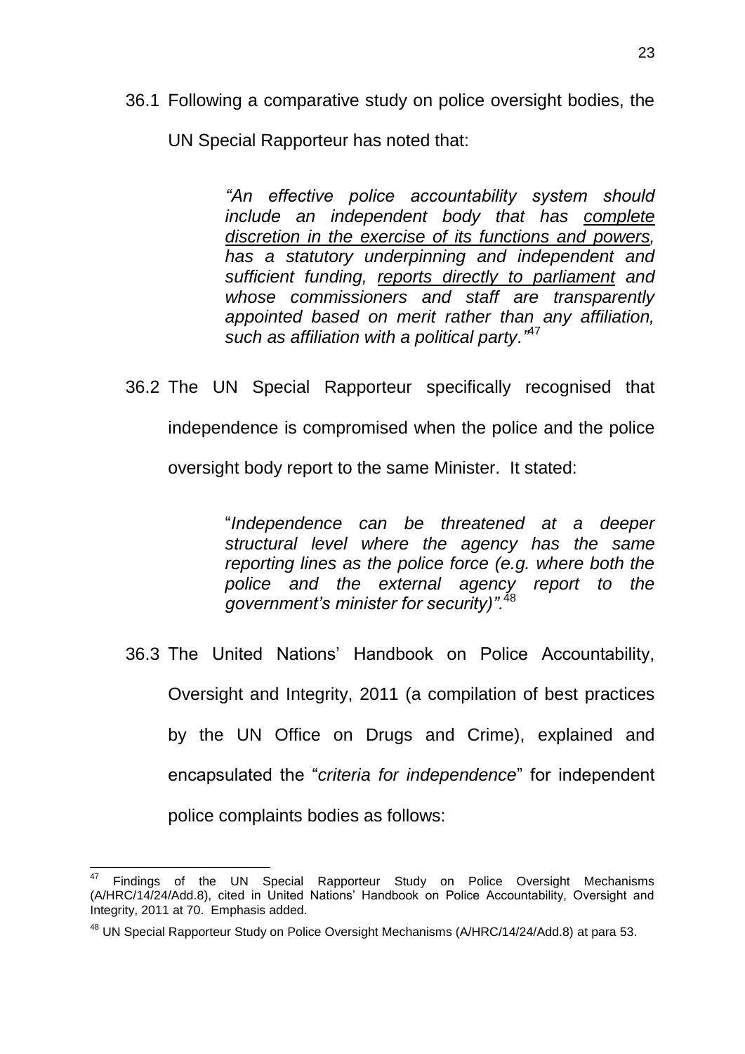36.1 Following a comparative study on police oversight bodies, the UN Special Rapporteur has noted that:

> *"An effective police accountability system should include an independent body that has <u>complete discretion in the exercise of its functions and powers</u>, has a statutory underpinning and independent and sufficient funding, <u>reports directly to parliament</u> and whose commissioners and staff are transparently appointed based on merit rather than any affiliation, such as affiliation with a political party."*[47]

36.2 The UN Special Rapporteur specifically recognised that independence is compromised when the police and the police oversight body report to the same Minister. It stated:

> "*Independence can be threatened at a deeper structural level where the agency has the same reporting lines as the police force (e.g. where both the police and the external agency report to the government's minister for security)".*[48]

36.3 The United Nations' Handbook on Police Accountability, Oversight and Integrity, 2011 (a compilation of best practices by the UN Office on Drugs and Crime), explained and encapsulated the "*criteria for independence*" for independent police complaints bodies as follows:

---

[47] Findings of the UN Special Rapporteur Study on Police Oversight Mechanisms (A/HRC/14/24/Add.8), cited in United Nations' Handbook on Police Accountability, Oversight and Integrity, 2011 at 70. Emphasis added.

[48] UN Special Rapporteur Study on Police Oversight Mechanisms (A/HRC/14/24/Add.8) at para 53.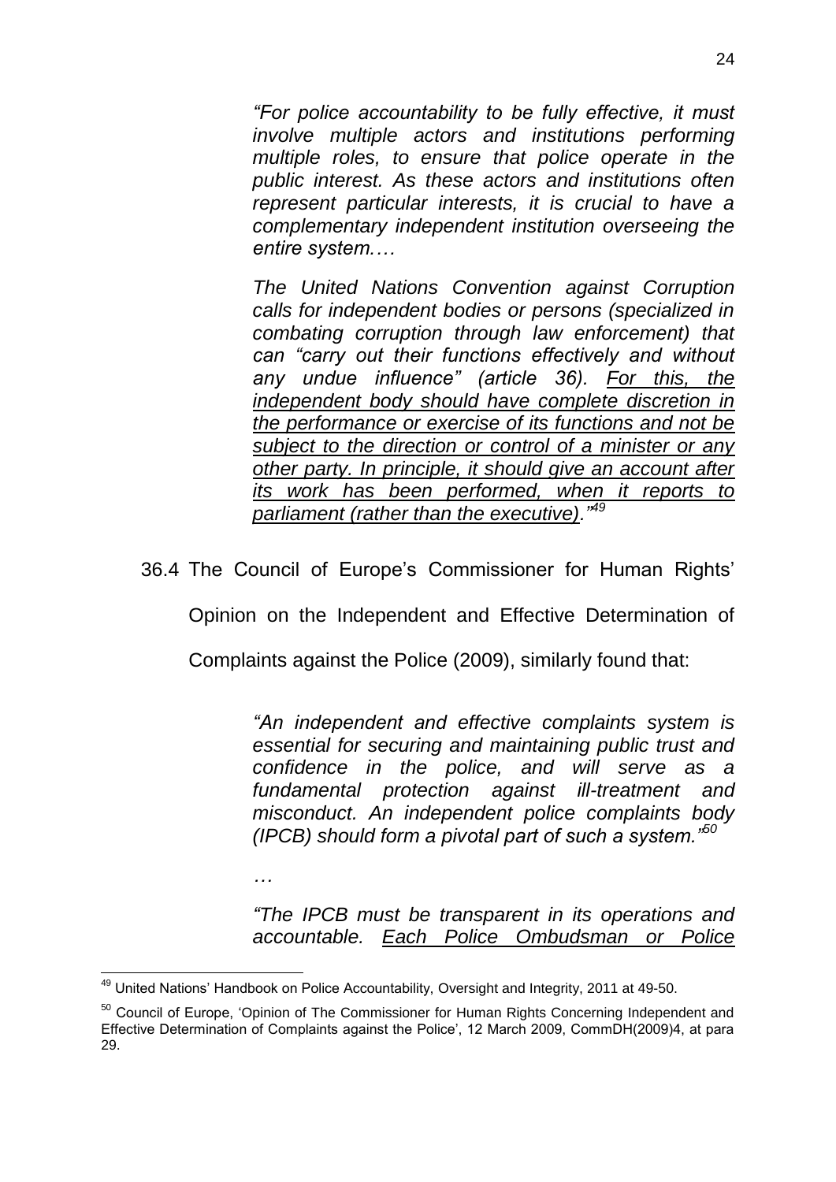> *"For police accountability to be fully effective, it must involve multiple actors and institutions performing multiple roles, to ensure that police operate in the public interest. As these actors and institutions often represent particular interests, it is crucial to have a complementary independent institution overseeing the entire system.…*
>
> *The United Nations Convention against Corruption calls for independent bodies or persons (specialized in combating corruption through law enforcement) that can "carry out their functions effectively and without any undue influence" (article 36). <u>For this, the independent body should have complete discretion in the performance or exercise of its functions and not be subject to the direction or control of a minister or any other party. In principle, it should give an account after its work has been performed, when it reports to parliament (rather than the executive).</u>"*[49]

36.4 The Council of Europe's Commissioner for Human Rights' Opinion on the Independent and Effective Determination of Complaints against the Police (2009), similarly found that:

> *"An independent and effective complaints system is essential for securing and maintaining public trust and confidence in the police, and will serve as a fundamental protection against ill-treatment and misconduct. An independent police complaints body (IPCB) should form a pivotal part of such a system."*[50]
>
> *…*
>
> *"The IPCB must be transparent in its operations and accountable. <u>Each Police Ombudsman or Police</u>*

---

[49] United Nations' Handbook on Police Accountability, Oversight and Integrity, 2011 at 49-50.

[50] Council of Europe, 'Opinion of The Commissioner for Human Rights Concerning Independent and Effective Determination of Complaints against the Police', 12 March 2009, CommDH(2009)4, at para 29.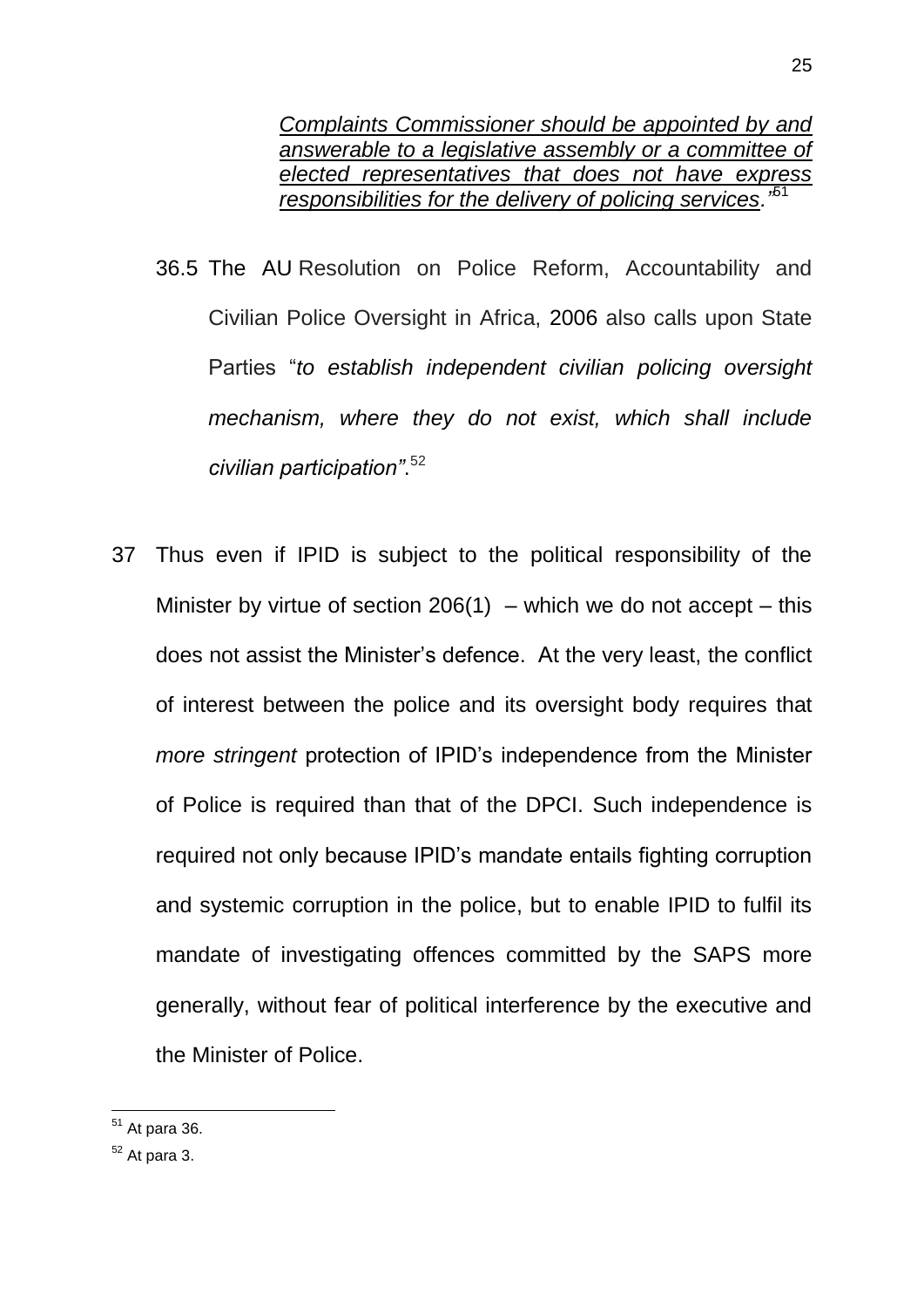*Complaints Commissioner should be appointed by and answerable to a legislative assembly or a committee of elected representatives that does not have express responsibilities for the delivery of policing services."*[51]

36.5 The AU Resolution on Police Reform, Accountability and Civilian Police Oversight in Africa, 2006 also calls upon State Parties "*to establish independent civilian policing oversight mechanism, where they do not exist, which shall include civilian participation"*.[52]

37 Thus even if IPID is subject to the political responsibility of the Minister by virtue of section 206(1) – which we do not accept – this does not assist the Minister's defence. At the very least, the conflict of interest between the police and its oversight body requires that *more stringent* protection of IPID's independence from the Minister of Police is required than that of the DPCI. Such independence is required not only because IPID's mandate entails fighting corruption and systemic corruption in the police, but to enable IPID to fulfil its mandate of investigating offences committed by the SAPS more generally, without fear of political interference by the executive and the Minister of Police.

---

[51] At para 36.

[52] At para 3.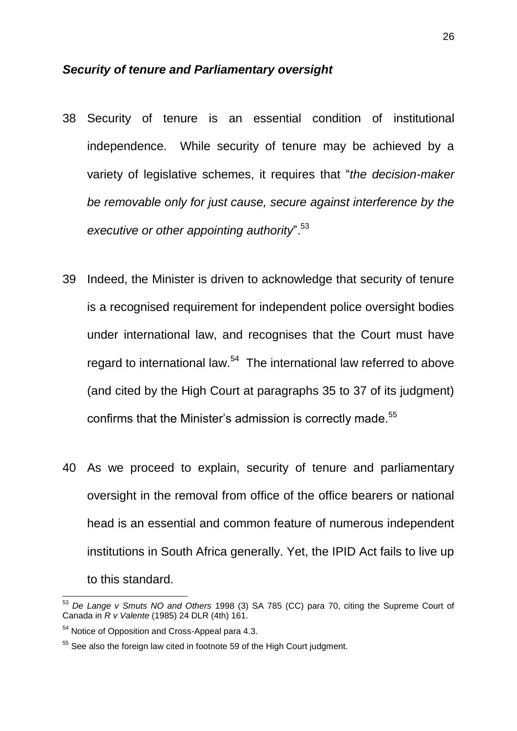### ***Security of tenure and Parliamentary oversight***

38 Security of tenure is an essential condition of institutional independence. While security of tenure may be achieved by a variety of legislative schemes, it requires that "*the decision-maker be removable only for just cause, secure against interference by the executive or other appointing authority*".[53]

39 Indeed, the Minister is driven to acknowledge that security of tenure is a recognised requirement for independent police oversight bodies under international law, and recognises that the Court must have regard to international law.[54] The international law referred to above (and cited by the High Court at paragraphs 35 to 37 of its judgment) confirms that the Minister's admission is correctly made.[55]

40 As we proceed to explain, security of tenure and parliamentary oversight in the removal from office of the office bearers or national head is an essential and common feature of numerous independent institutions in South Africa generally. Yet, the IPID Act fails to live up to this standard.

---

[53] *De Lange v Smuts NO and Others* 1998 (3) SA 785 (CC) para 70, citing the Supreme Court of Canada in *R v Valente* (1985) 24 DLR (4th) 161.

[54] Notice of Opposition and Cross-Appeal para 4.3.

[55] See also the foreign law cited in footnote 59 of the High Court judgment.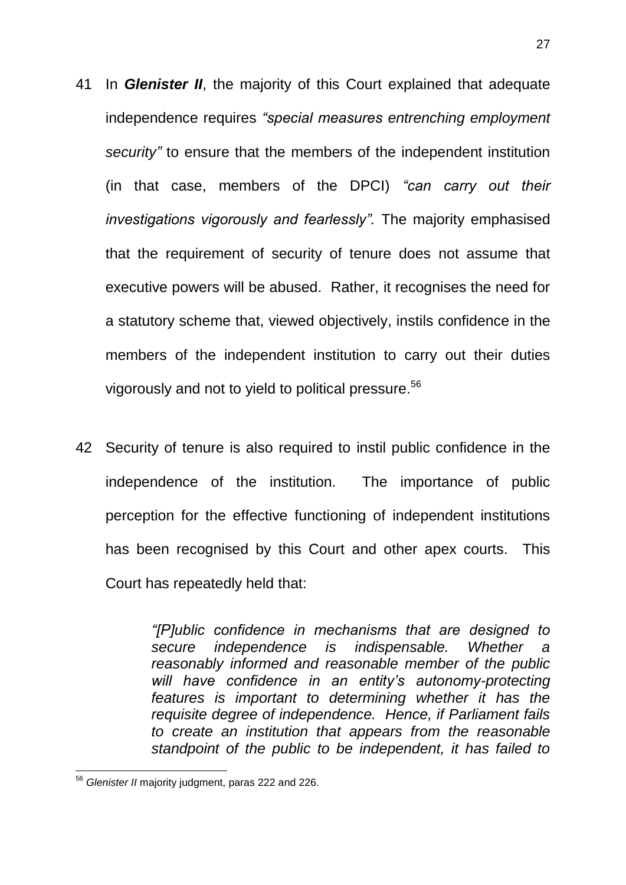41 In ***Glenister II***, the majority of this Court explained that adequate independence requires *"special measures entrenching employment security"* to ensure that the members of the independent institution (in that case, members of the DPCI) *"can carry out their investigations vigorously and fearlessly".* The majority emphasised that the requirement of security of tenure does not assume that executive powers will be abused. Rather, it recognises the need for a statutory scheme that, viewed objectively, instils confidence in the members of the independent institution to carry out their duties vigorously and not to yield to political pressure.[56]

42 Security of tenure is also required to instil public confidence in the independence of the institution. The importance of public perception for the effective functioning of independent institutions has been recognised by this Court and other apex courts. This Court has repeatedly held that:

> *"[P]ublic confidence in mechanisms that are designed to secure independence is indispensable. Whether a reasonably informed and reasonable member of the public will have confidence in an entity's autonomy-protecting features is important to determining whether it has the requisite degree of independence. Hence, if Parliament fails to create an institution that appears from the reasonable standpoint of the public to be independent, it has failed to*

---

[56] *Glenister II* majority judgment, paras 222 and 226.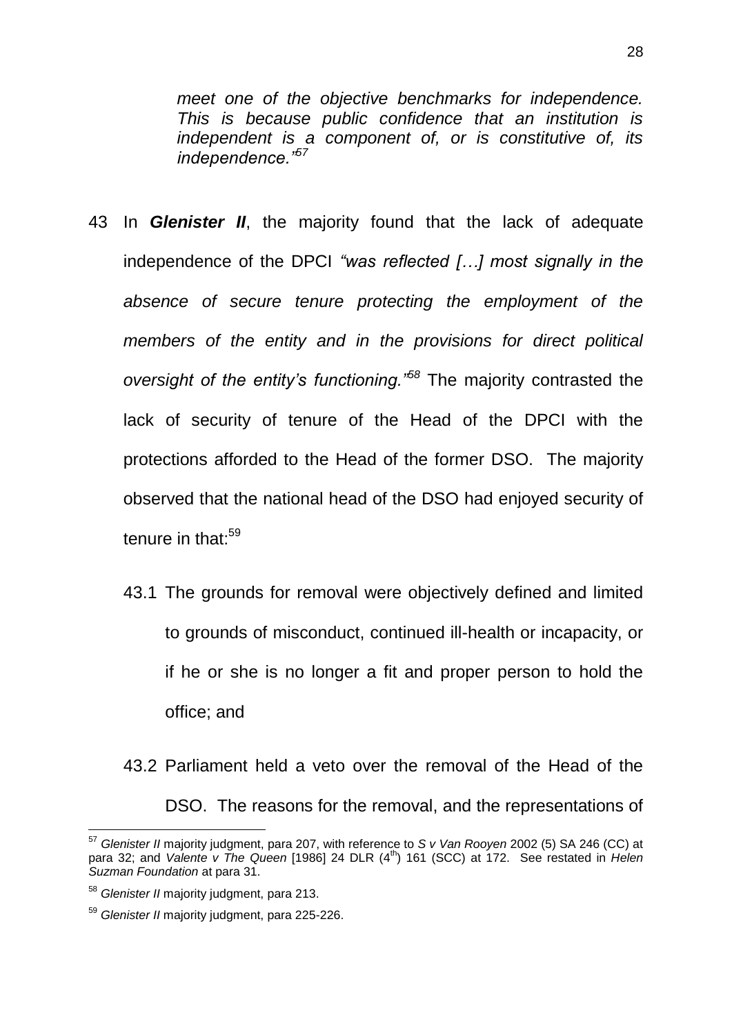*meet one of the objective benchmarks for independence. This is because public confidence that an institution is independent is a component of, or is constitutive of, its independence."*[57]

43 In ***Glenister II***, the majority found that the lack of adequate independence of the DPCI *"was reflected […] most signally in the absence of secure tenure protecting the employment of the members of the entity and in the provisions for direct political oversight of the entity's functioning."*[58] The majority contrasted the lack of security of tenure of the Head of the DPCI with the protections afforded to the Head of the former DSO. The majority observed that the national head of the DSO had enjoyed security of tenure in that:[59]

43.1 The grounds for removal were objectively defined and limited to grounds of misconduct, continued ill-health or incapacity, or if he or she is no longer a fit and proper person to hold the office; and

43.2 Parliament held a veto over the removal of the Head of the DSO. The reasons for the removal, and the representations of

---

[57] *Glenister II* majority judgment, para 207, with reference to *S v Van Rooyen* 2002 (5) SA 246 (CC) at para 32; and *Valente v The Queen* [1986] 24 DLR (4th) 161 (SCC) at 172. See restated in *Helen Suzman Foundation* at para 31.

[58] *Glenister II* majority judgment, para 213.

[59] *Glenister II* majority judgment, para 225-226.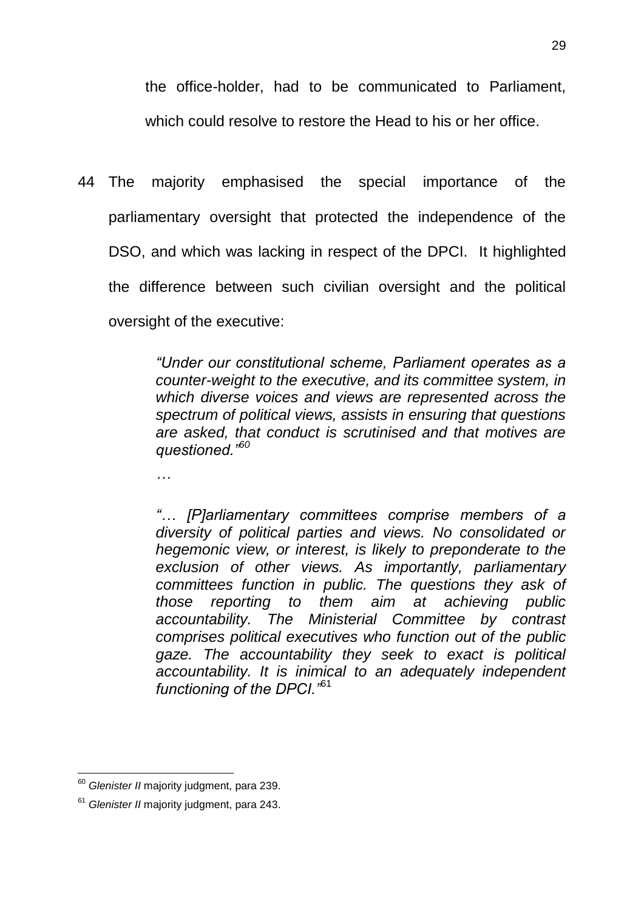the office-holder, had to be communicated to Parliament, which could resolve to restore the Head to his or her office.

44 The majority emphasised the special importance of the parliamentary oversight that protected the independence of the DSO, and which was lacking in respect of the DPCI. It highlighted the difference between such civilian oversight and the political oversight of the executive:

> *"Under our constitutional scheme, Parliament operates as a counter-weight to the executive, and its committee system, in which diverse voices and views are represented across the spectrum of political views, assists in ensuring that questions are asked, that conduct is scrutinised and that motives are questioned."*[60]
>
> *…*
>
> *"… [P]arliamentary committees comprise members of a diversity of political parties and views. No consolidated or hegemonic view, or interest, is likely to preponderate to the exclusion of other views. As importantly, parliamentary committees function in public. The questions they ask of those reporting to them aim at achieving public accountability. The Ministerial Committee by contrast comprises political executives who function out of the public gaze. The accountability they seek to exact is political accountability. It is inimical to an adequately independent functioning of the DPCI."*[61]

---

[60] *Glenister II* majority judgment, para 239.

[61] *Glenister II* majority judgment, para 243.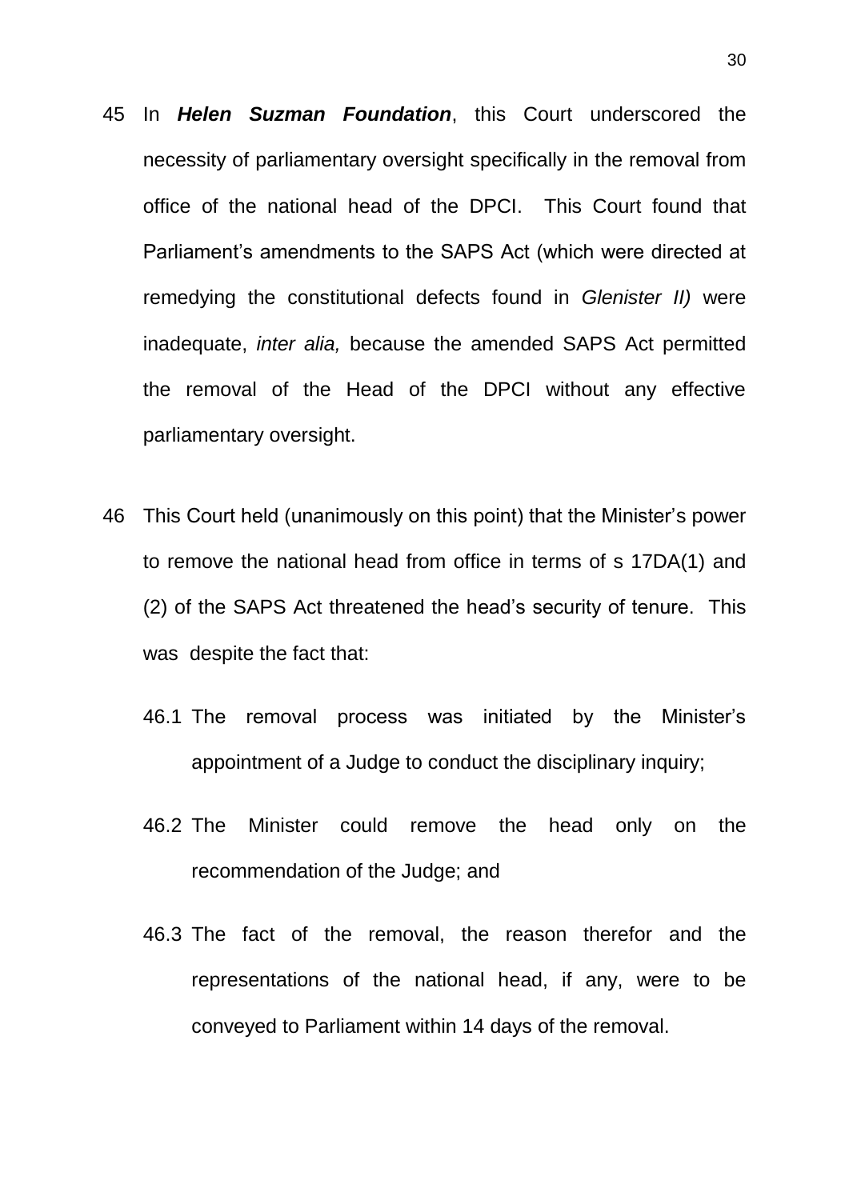45 In ***Helen Suzman Foundation***, this Court underscored the necessity of parliamentary oversight specifically in the removal from office of the national head of the DPCI. This Court found that Parliament's amendments to the SAPS Act (which were directed at remedying the constitutional defects found in *Glenister II)* were inadequate, *inter alia,* because the amended SAPS Act permitted the removal of the Head of the DPCI without any effective parliamentary oversight.

46 This Court held (unanimously on this point) that the Minister's power to remove the national head from office in terms of s 17DA(1) and (2) of the SAPS Act threatened the head's security of tenure. This was despite the fact that:

46.1 The removal process was initiated by the Minister's appointment of a Judge to conduct the disciplinary inquiry;

46.2 The Minister could remove the head only on the recommendation of the Judge; and

46.3 The fact of the removal, the reason therefor and the representations of the national head, if any, were to be conveyed to Parliament within 14 days of the removal.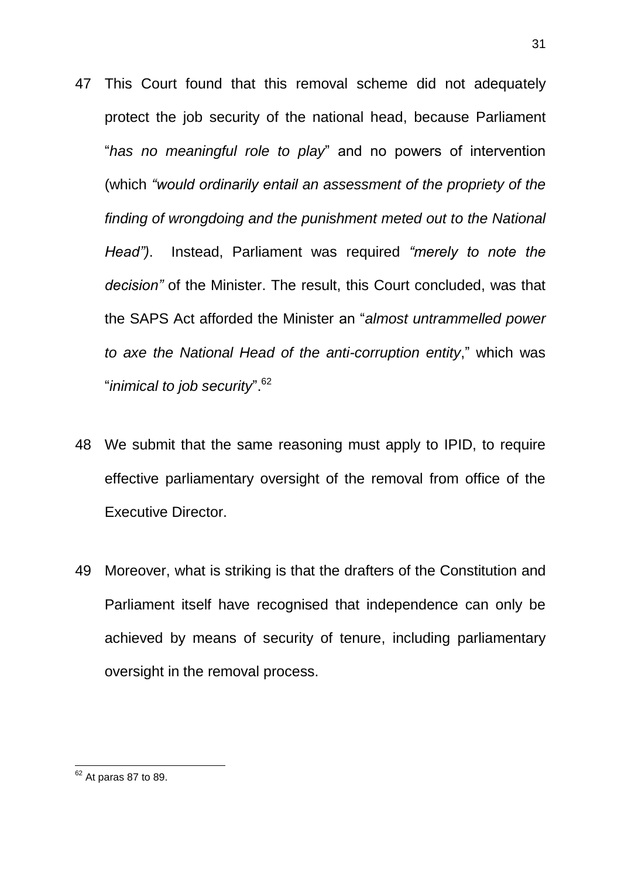47 This Court found that this removal scheme did not adequately protect the job security of the national head, because Parliament "*has no meaningful role to play*" and no powers of intervention (which *"would ordinarily entail an assessment of the propriety of the finding of wrongdoing and the punishment meted out to the National Head")*. Instead, Parliament was required *"merely to note the decision"* of the Minister. The result, this Court concluded, was that the SAPS Act afforded the Minister an "*almost untrammelled power to axe the National Head of the anti-corruption entity*," which was "*inimical to job security*".[62]

48 We submit that the same reasoning must apply to IPID, to require effective parliamentary oversight of the removal from office of the Executive Director.

49 Moreover, what is striking is that the drafters of the Constitution and Parliament itself have recognised that independence can only be achieved by means of security of tenure, including parliamentary oversight in the removal process.

---

[62] At paras 87 to 89.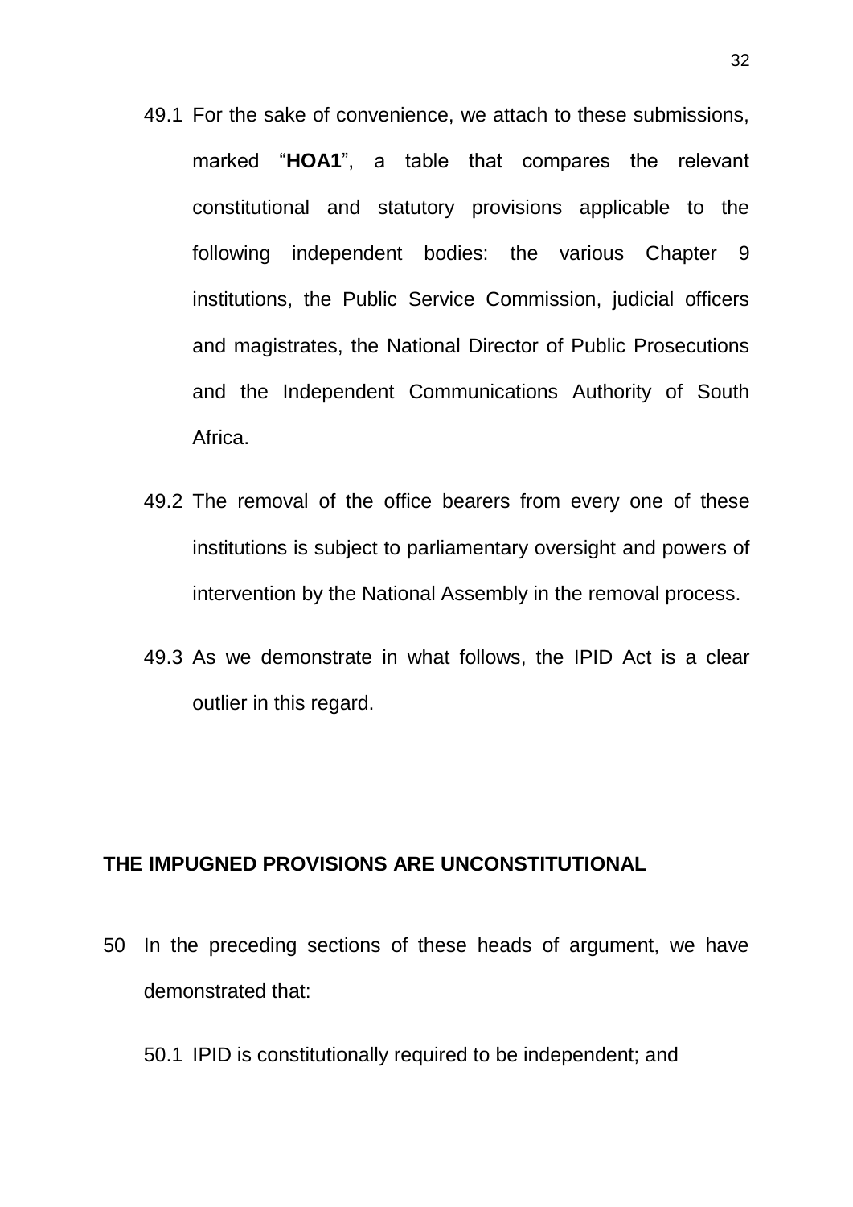49.1 For the sake of convenience, we attach to these submissions, marked "**HOA1**", a table that compares the relevant constitutional and statutory provisions applicable to the following independent bodies: the various Chapter 9 institutions, the Public Service Commission, judicial officers and magistrates, the National Director of Public Prosecutions and the Independent Communications Authority of South Africa.

49.2 The removal of the office bearers from every one of these institutions is subject to parliamentary oversight and powers of intervention by the National Assembly in the removal process.

49.3 As we demonstrate in what follows, the IPID Act is a clear outlier in this regard.

## THE IMPUGNED PROVISIONS ARE UNCONSTITUTIONAL

50 In the preceding sections of these heads of argument, we have demonstrated that:

50.1 IPID is constitutionally required to be independent; and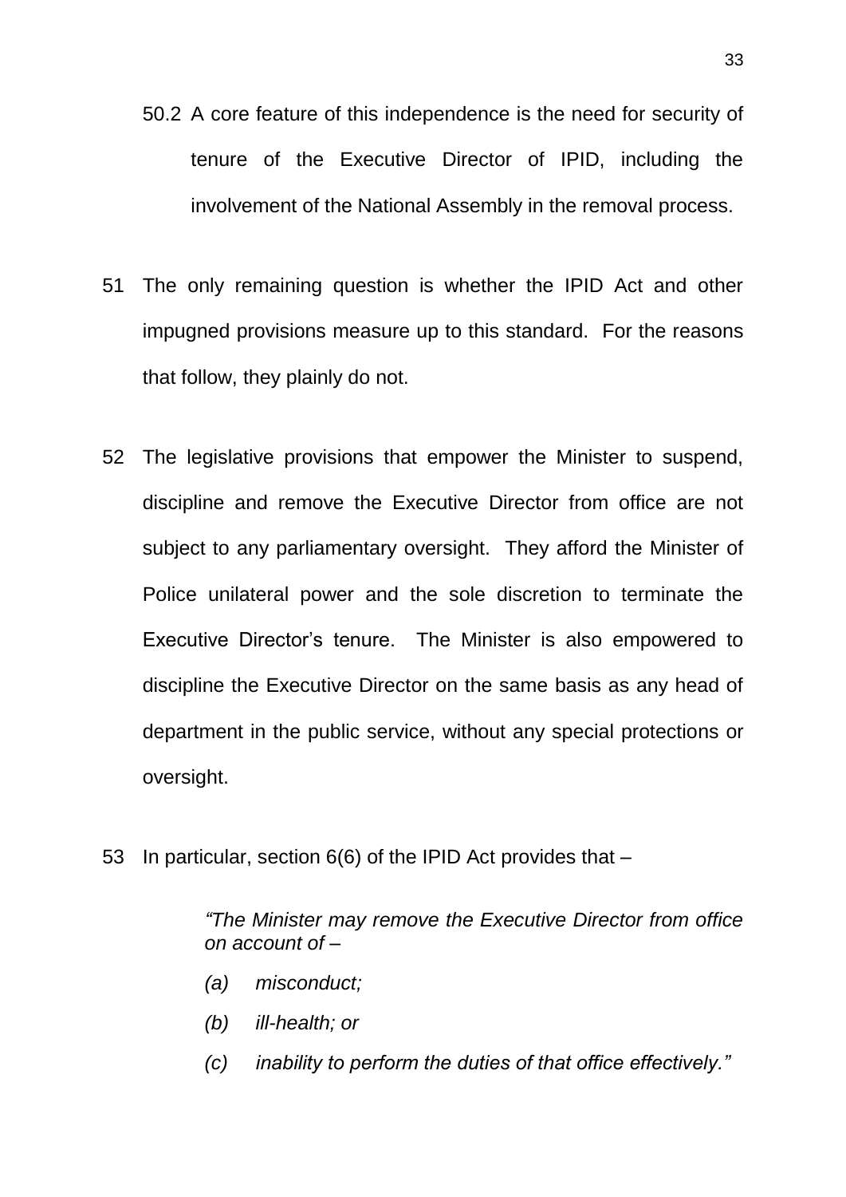50.2 A core feature of this independence is the need for security of tenure of the Executive Director of IPID, including the involvement of the National Assembly in the removal process.

51 The only remaining question is whether the IPID Act and other impugned provisions measure up to this standard. For the reasons that follow, they plainly do not.

52 The legislative provisions that empower the Minister to suspend, discipline and remove the Executive Director from office are not subject to any parliamentary oversight. They afford the Minister of Police unilateral power and the sole discretion to terminate the Executive Director's tenure. The Minister is also empowered to discipline the Executive Director on the same basis as any head of department in the public service, without any special protections or oversight.

53 In particular, section 6(6) of the IPID Act provides that –

> *"The Minister may remove the Executive Director from office on account of –*
>
> *(a) misconduct;*
>
> *(b) ill-health; or*
>
> *(c) inability to perform the duties of that office effectively."*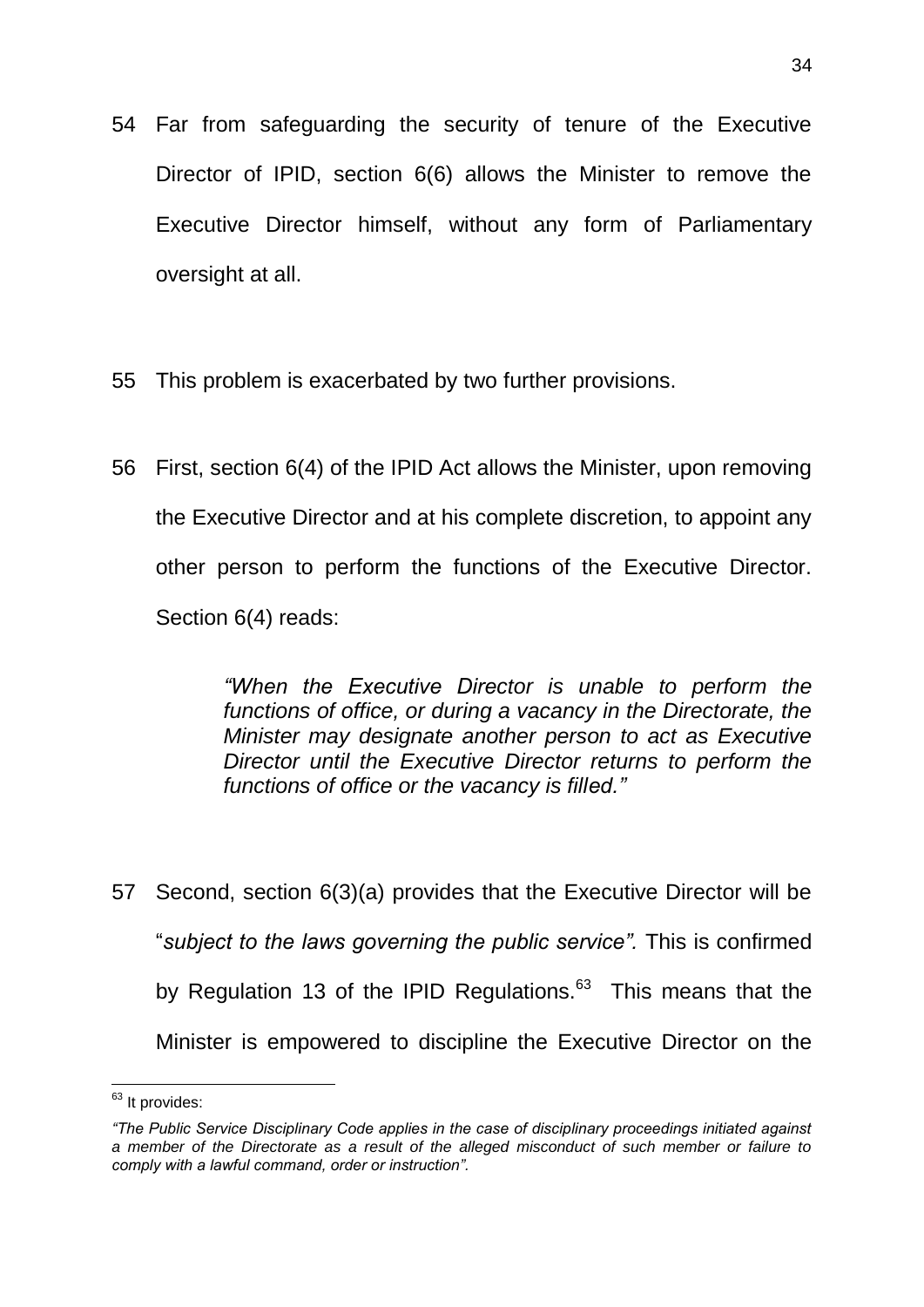54 Far from safeguarding the security of tenure of the Executive Director of IPID, section 6(6) allows the Minister to remove the Executive Director himself, without any form of Parliamentary oversight at all.

55 This problem is exacerbated by two further provisions.

56 First, section 6(4) of the IPID Act allows the Minister, upon removing the Executive Director and at his complete discretion, to appoint any other person to perform the functions of the Executive Director. Section 6(4) reads:

> *"When the Executive Director is unable to perform the functions of office, or during a vacancy in the Directorate, the Minister may designate another person to act as Executive Director until the Executive Director returns to perform the functions of office or the vacancy is filled."*

57 Second, section 6(3)(a) provides that the Executive Director will be "*subject to the laws governing the public service".* This is confirmed by Regulation 13 of the IPID Regulations.[63] This means that the Minister is empowered to discipline the Executive Director on the

---

[63] It provides:

*"The Public Service Disciplinary Code applies in the case of disciplinary proceedings initiated against a member of the Directorate as a result of the alleged misconduct of such member or failure to comply with a lawful command, order or instruction".*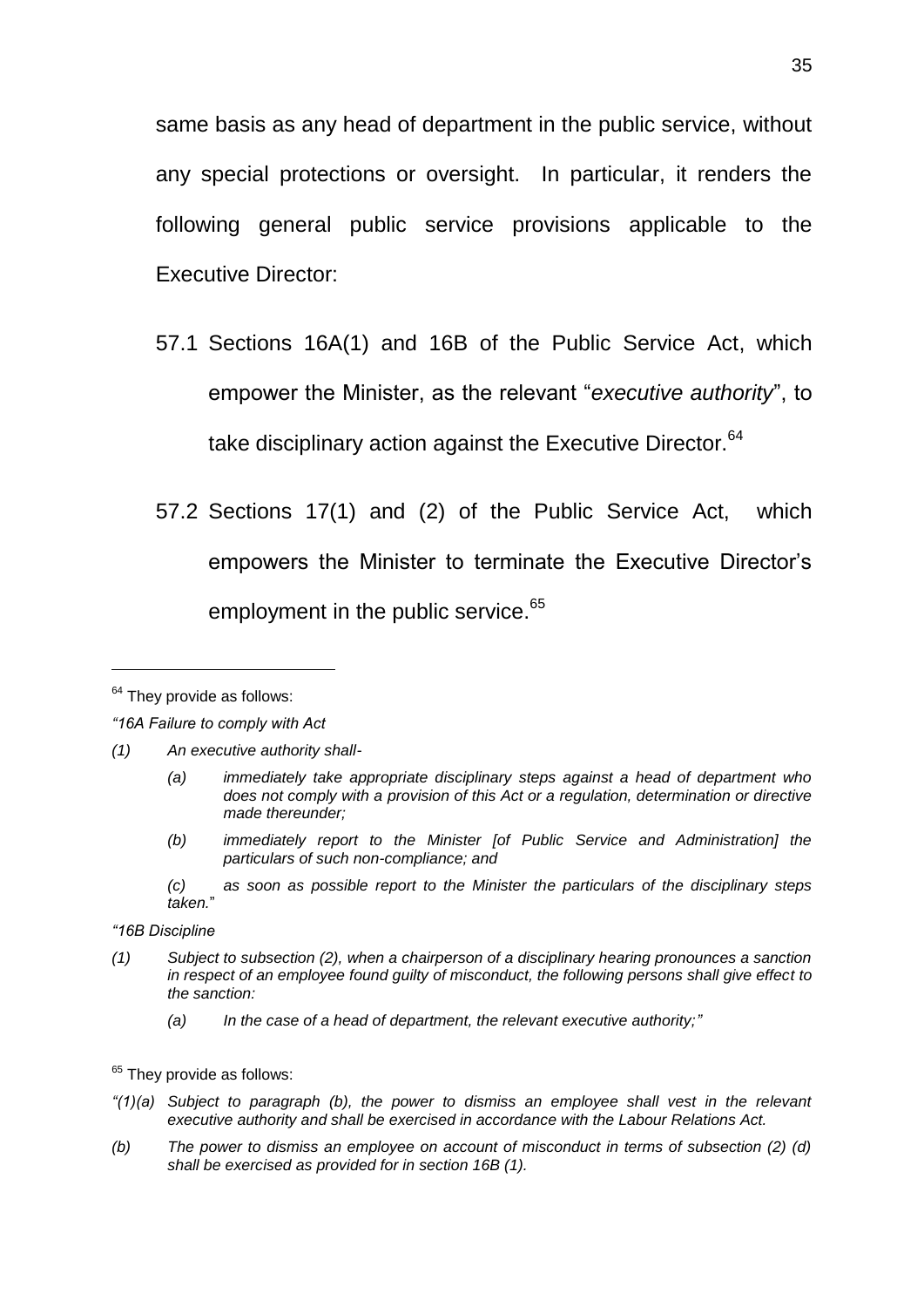same basis as any head of department in the public service, without any special protections or oversight. In particular, it renders the following general public service provisions applicable to the Executive Director:

57.1 Sections 16A(1) and 16B of the Public Service Act, which empower the Minister, as the relevant "*executive authority*", to take disciplinary action against the Executive Director.[64]

57.2 Sections 17(1) and (2) of the Public Service Act, which empowers the Minister to terminate the Executive Director's employment in the public service.[65]

---

[64] They provide as follows:

*"16A Failure to comply with Act*

*(1) An executive authority shall-*

> *(a) immediately take appropriate disciplinary steps against a head of department who does not comply with a provision of this Act or a regulation, determination or directive made thereunder;*
>
> *(b) immediately report to the Minister [of Public Service and Administration] the particulars of such non-compliance; and*
>
> *(c) as soon as possible report to the Minister the particulars of the disciplinary steps taken.*"

*"16B Discipline*

*(1) Subject to subsection (2), when a chairperson of a disciplinary hearing pronounces a sanction in respect of an employee found guilty of misconduct, the following persons shall give effect to the sanction:*

> *(a) In the case of a head of department, the relevant executive authority;"*

[65] They provide as follows:

*"(1)(a) Subject to paragraph (b), the power to dismiss an employee shall vest in the relevant executive authority and shall be exercised in accordance with the Labour Relations Act.*

*(b) The power to dismiss an employee on account of misconduct in terms of subsection (2) (d) shall be exercised as provided for in section 16B (1).*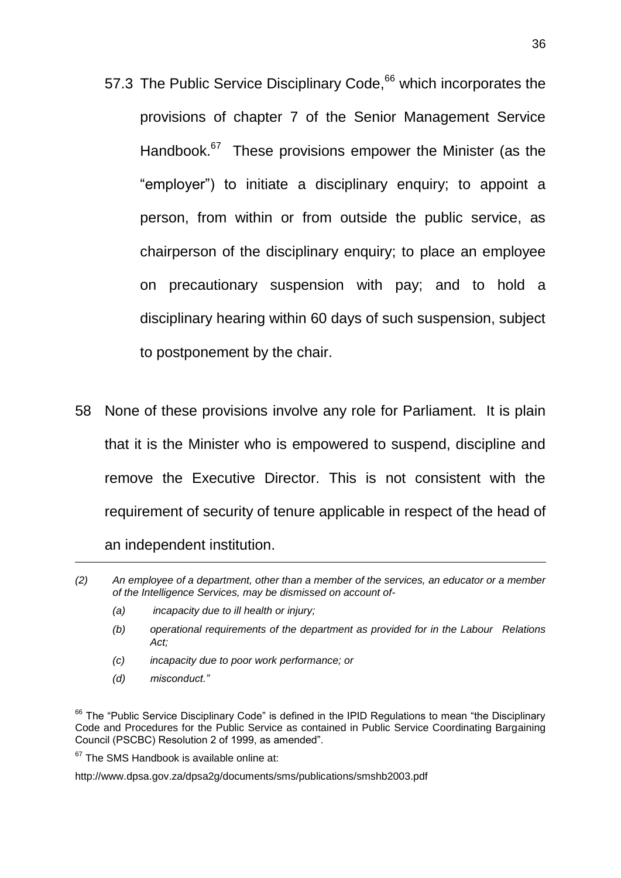57.3 The Public Service Disciplinary Code,[66] which incorporates the provisions of chapter 7 of the Senior Management Service Handbook.[67] These provisions empower the Minister (as the "employer") to initiate a disciplinary enquiry; to appoint a person, from within or from outside the public service, as chairperson of the disciplinary enquiry; to place an employee on precautionary suspension with pay; and to hold a disciplinary hearing within 60 days of such suspension, subject to postponement by the chair.

58 None of these provisions involve any role for Parliament. It is plain that it is the Minister who is empowered to suspend, discipline and remove the Executive Director. This is not consistent with the requirement of security of tenure applicable in respect of the head of an independent institution.

---

*(2) An employee of a department, other than a member of the services, an educator or a member of the Intelligence Services, may be dismissed on account of-*

*(a) incapacity due to ill health or injury;*

*(b) operational requirements of the department as provided for in the Labour Relations Act;*

*(c) incapacity due to poor work performance; or*

*(d) misconduct."*

[66] The "Public Service Disciplinary Code" is defined in the IPID Regulations to mean "the Disciplinary Code and Procedures for the Public Service as contained in Public Service Coordinating Bargaining Council (PSCBC) Resolution 2 of 1999, as amended".

[67] The SMS Handbook is available online at:

http://www.dpsa.gov.za/dpsa2g/documents/sms/publications/smshb2003.pdf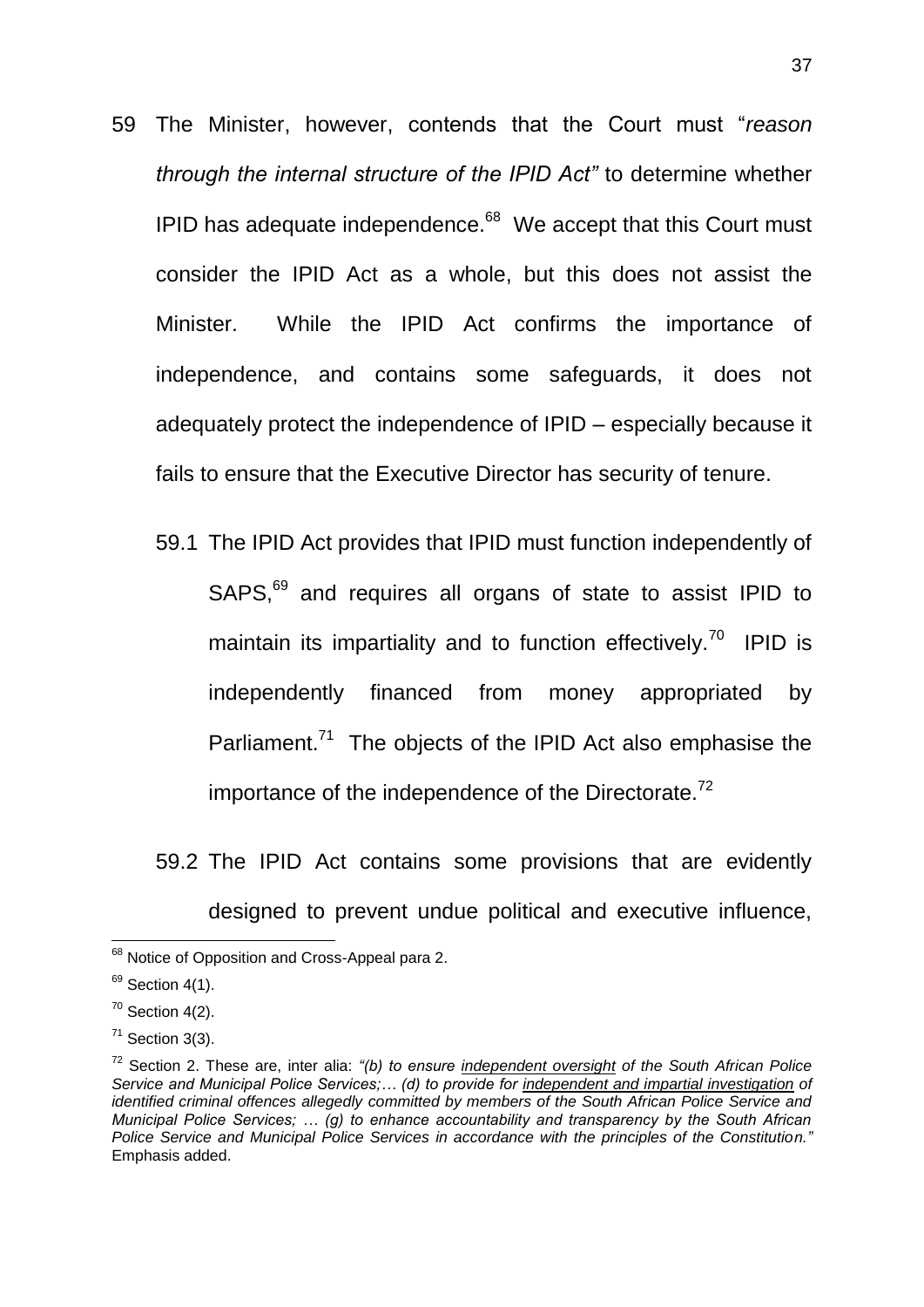59 The Minister, however, contends that the Court must "*reason through the internal structure of the IPID Act"* to determine whether IPID has adequate independence.[68] We accept that this Court must consider the IPID Act as a whole, but this does not assist the Minister. While the IPID Act confirms the importance of independence, and contains some safeguards, it does not adequately protect the independence of IPID – especially because it fails to ensure that the Executive Director has security of tenure.

59.1 The IPID Act provides that IPID must function independently of SAPS,[69] and requires all organs of state to assist IPID to maintain its impartiality and to function effectively.[70] IPID is independently financed from money appropriated by Parliament.[71] The objects of the IPID Act also emphasise the importance of the independence of the Directorate.[72]

59.2 The IPID Act contains some provisions that are evidently designed to prevent undue political and executive influence,

---

[68] Notice of Opposition and Cross-Appeal para 2.

[69] Section 4(1).

[70] Section 4(2).

[71] Section 3(3).

[72] Section 2. These are, inter alia: *"(b) to ensure <u>independent oversight</u> of the South African Police Service and Municipal Police Services;… (d) to provide for <u>independent and impartial investigation</u> of identified criminal offences allegedly committed by members of the South African Police Service and Municipal Police Services; … (g) to enhance accountability and transparency by the South African Police Service and Municipal Police Services in accordance with the principles of the Constitution."* Emphasis added.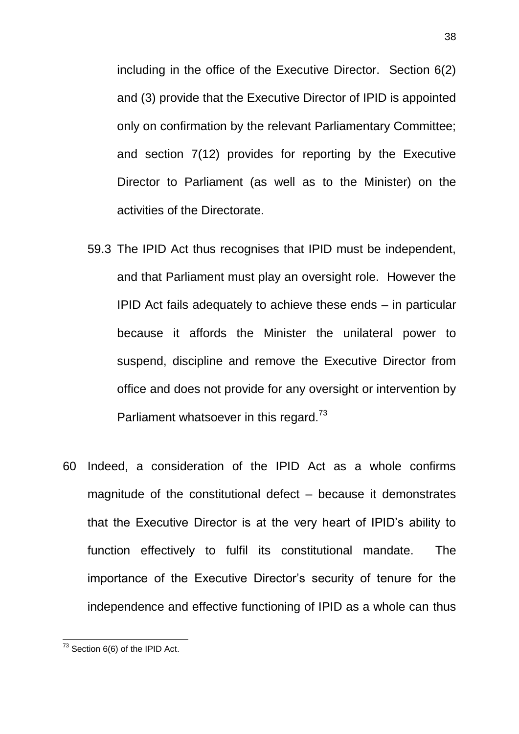including in the office of the Executive Director. Section 6(2) and (3) provide that the Executive Director of IPID is appointed only on confirmation by the relevant Parliamentary Committee; and section 7(12) provides for reporting by the Executive Director to Parliament (as well as to the Minister) on the activities of the Directorate.

59.3 The IPID Act thus recognises that IPID must be independent, and that Parliament must play an oversight role. However the IPID Act fails adequately to achieve these ends – in particular because it affords the Minister the unilateral power to suspend, discipline and remove the Executive Director from office and does not provide for any oversight or intervention by Parliament whatsoever in this regard.[73]

60 Indeed, a consideration of the IPID Act as a whole confirms magnitude of the constitutional defect – because it demonstrates that the Executive Director is at the very heart of IPID's ability to function effectively to fulfil its constitutional mandate. The importance of the Executive Director's security of tenure for the independence and effective functioning of IPID as a whole can thus

---

[73] Section 6(6) of the IPID Act.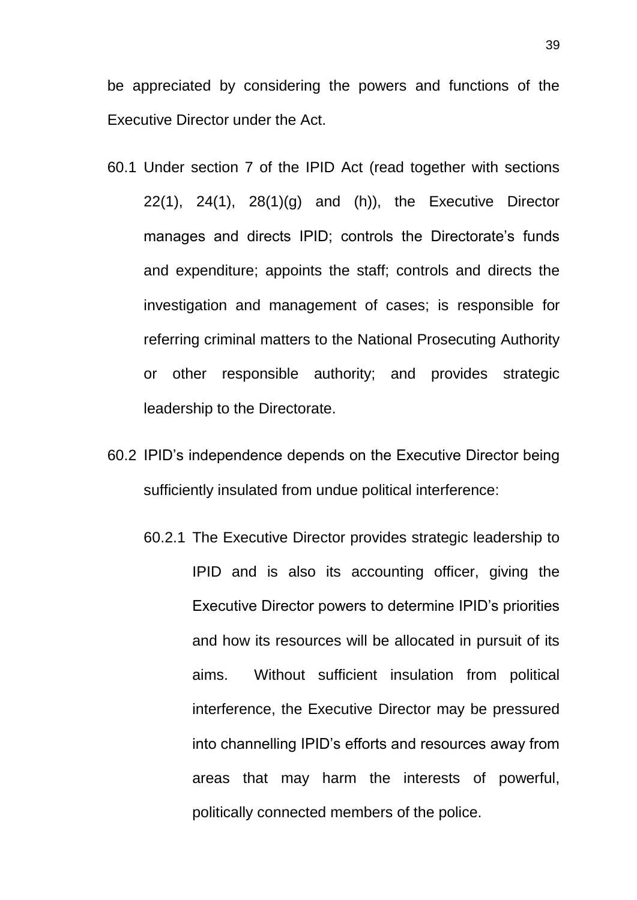be appreciated by considering the powers and functions of the Executive Director under the Act.

60.1 Under section 7 of the IPID Act (read together with sections 22(1), 24(1), 28(1)(g) and (h)), the Executive Director manages and directs IPID; controls the Directorate's funds and expenditure; appoints the staff; controls and directs the investigation and management of cases; is responsible for referring criminal matters to the National Prosecuting Authority or other responsible authority; and provides strategic leadership to the Directorate.

60.2 IPID's independence depends on the Executive Director being sufficiently insulated from undue political interference:

60.2.1 The Executive Director provides strategic leadership to IPID and is also its accounting officer, giving the Executive Director powers to determine IPID's priorities and how its resources will be allocated in pursuit of its aims. Without sufficient insulation from political interference, the Executive Director may be pressured into channelling IPID's efforts and resources away from areas that may harm the interests of powerful, politically connected members of the police.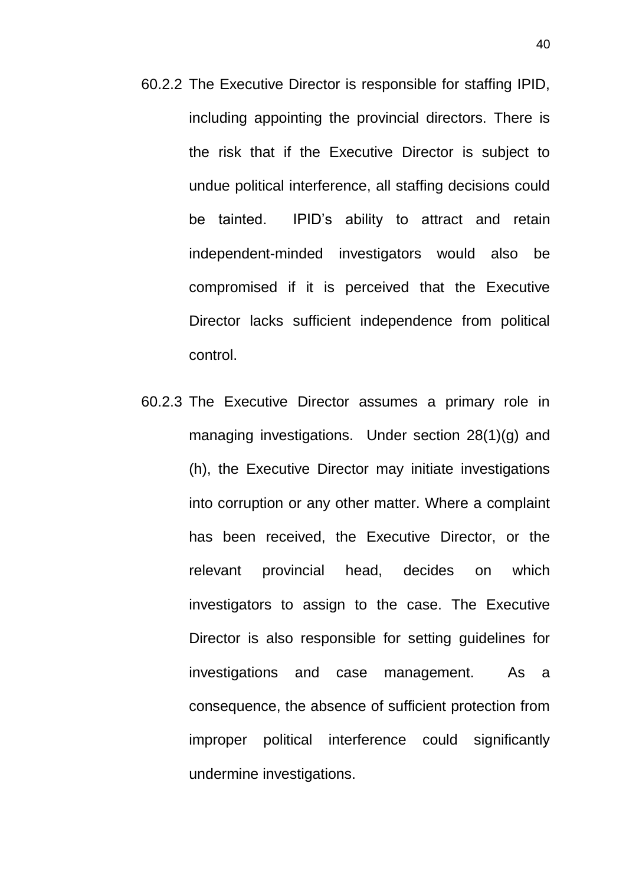60.2.2 The Executive Director is responsible for staffing IPID, including appointing the provincial directors. There is the risk that if the Executive Director is subject to undue political interference, all staffing decisions could be tainted. IPID's ability to attract and retain independent-minded investigators would also be compromised if it is perceived that the Executive Director lacks sufficient independence from political control.

60.2.3 The Executive Director assumes a primary role in managing investigations. Under section 28(1)(g) and (h), the Executive Director may initiate investigations into corruption or any other matter. Where a complaint has been received, the Executive Director, or the relevant provincial head, decides on which investigators to assign to the case. The Executive Director is also responsible for setting guidelines for investigations and case management. As a consequence, the absence of sufficient protection from improper political interference could significantly undermine investigations.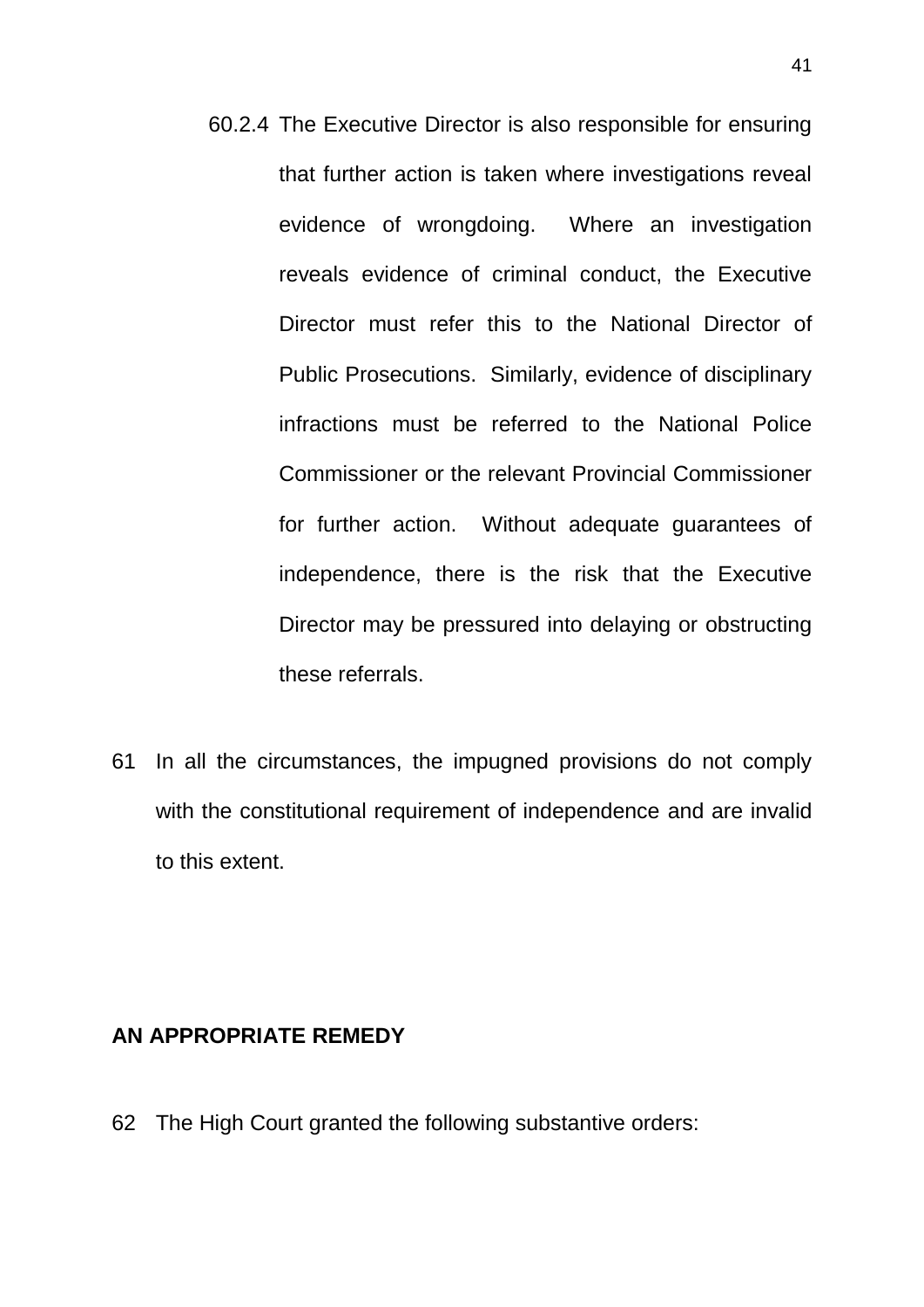60.2.4 The Executive Director is also responsible for ensuring that further action is taken where investigations reveal evidence of wrongdoing. Where an investigation reveals evidence of criminal conduct, the Executive Director must refer this to the National Director of Public Prosecutions. Similarly, evidence of disciplinary infractions must be referred to the National Police Commissioner or the relevant Provincial Commissioner for further action. Without adequate guarantees of independence, there is the risk that the Executive Director may be pressured into delaying or obstructing these referrals.

61 In all the circumstances, the impugned provisions do not comply with the constitutional requirement of independence and are invalid to this extent.

**AN APPROPRIATE REMEDY**

62 The High Court granted the following substantive orders: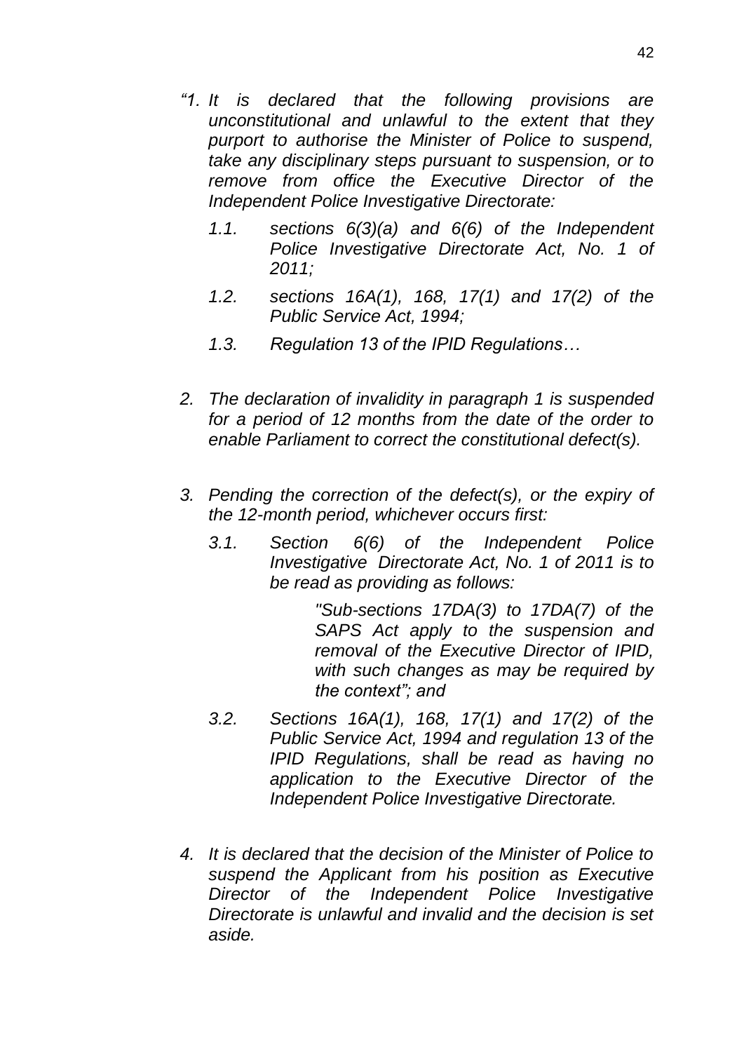*"1. It is declared that the following provisions are unconstitutional and unlawful to the extent that they purport to authorise the Minister of Police to suspend, take any disciplinary steps pursuant to suspension, or to remove from office the Executive Director of the Independent Police Investigative Directorate:*

> *1.1. sections 6(3)(a) and 6(6) of the Independent Police Investigative Directorate Act, No. 1 of 2011;*
>
> *1.2. sections 16A(1), 168, 17(1) and 17(2) of the Public Service Act, 1994;*
>
> *1.3. Regulation 13 of the IPID Regulations…*

*2. The declaration of invalidity in paragraph 1 is suspended for a period of 12 months from the date of the order to enable Parliament to correct the constitutional defect(s).*

*3. Pending the correction of the defect(s), or the expiry of the 12-month period, whichever occurs first:*

> *3.1. Section 6(6) of the Independent Police Investigative Directorate Act, No. 1 of 2011 is to be read as providing as follows:*
>
> > *"Sub-sections 17DA(3) to 17DA(7) of the SAPS Act apply to the suspension and removal of the Executive Director of IPID, with such changes as may be required by the context"; and*
>
> *3.2. Sections 16A(1), 168, 17(1) and 17(2) of the Public Service Act, 1994 and regulation 13 of the IPID Regulations, shall be read as having no application to the Executive Director of the Independent Police Investigative Directorate.*

*4. It is declared that the decision of the Minister of Police to suspend the Applicant from his position as Executive Director of the Independent Police Investigative Directorate is unlawful and invalid and the decision is set aside.*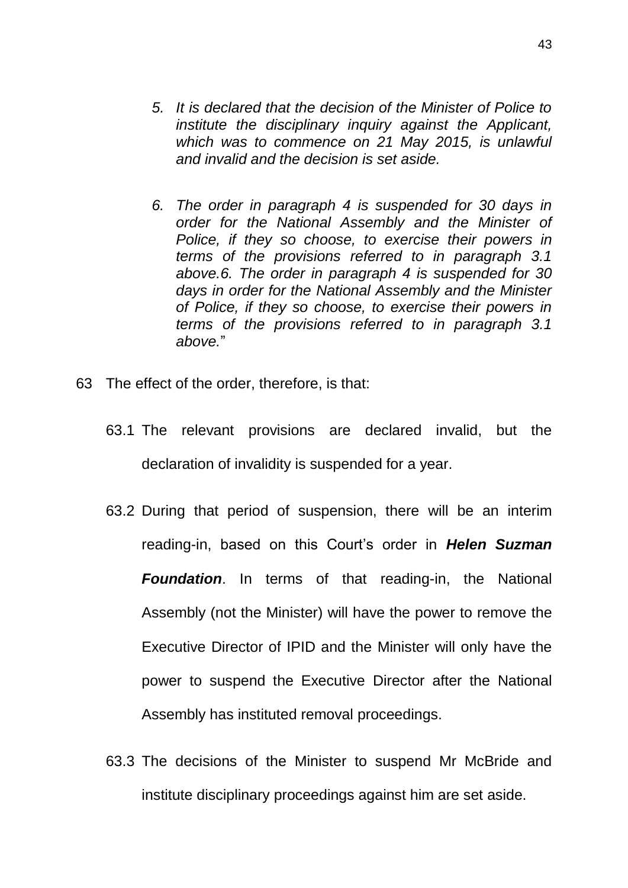*5. It is declared that the decision of the Minister of Police to institute the disciplinary inquiry against the Applicant, which was to commence on 21 May 2015, is unlawful and invalid and the decision is set aside.*

*6. The order in paragraph 4 is suspended for 30 days in order for the National Assembly and the Minister of Police, if they so choose, to exercise their powers in terms of the provisions referred to in paragraph 3.1 above.6. The order in paragraph 4 is suspended for 30 days in order for the National Assembly and the Minister of Police, if they so choose, to exercise their powers in terms of the provisions referred to in paragraph 3.1 above.*"

63 The effect of the order, therefore, is that:

63.1 The relevant provisions are declared invalid, but the declaration of invalidity is suspended for a year.

63.2 During that period of suspension, there will be an interim reading-in, based on this Court's order in ***Helen Suzman Foundation***. In terms of that reading-in, the National Assembly (not the Minister) will have the power to remove the Executive Director of IPID and the Minister will only have the power to suspend the Executive Director after the National Assembly has instituted removal proceedings.

63.3 The decisions of the Minister to suspend Mr McBride and institute disciplinary proceedings against him are set aside.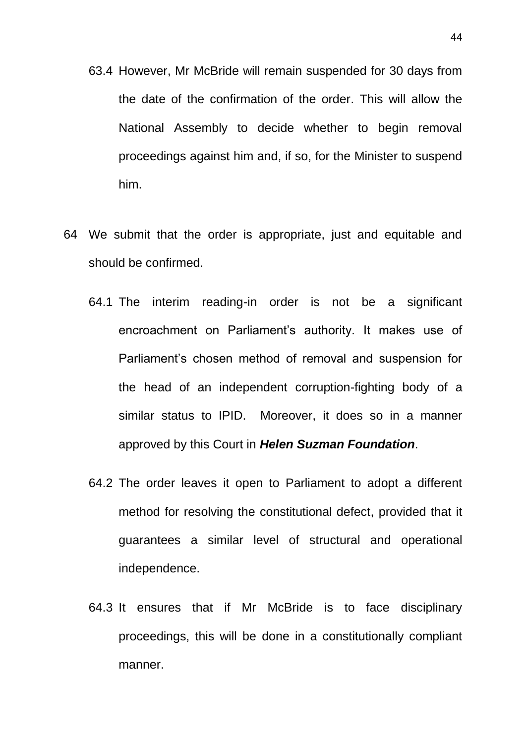63.4 However, Mr McBride will remain suspended for 30 days from the date of the confirmation of the order. This will allow the National Assembly to decide whether to begin removal proceedings against him and, if so, for the Minister to suspend him.

64 We submit that the order is appropriate, just and equitable and should be confirmed.

64.1 The interim reading-in order is not be a significant encroachment on Parliament's authority. It makes use of Parliament's chosen method of removal and suspension for the head of an independent corruption-fighting body of a similar status to IPID. Moreover, it does so in a manner approved by this Court in ***Helen Suzman Foundation***.

64.2 The order leaves it open to Parliament to adopt a different method for resolving the constitutional defect, provided that it guarantees a similar level of structural and operational independence.

64.3 It ensures that if Mr McBride is to face disciplinary proceedings, this will be done in a constitutionally compliant manner.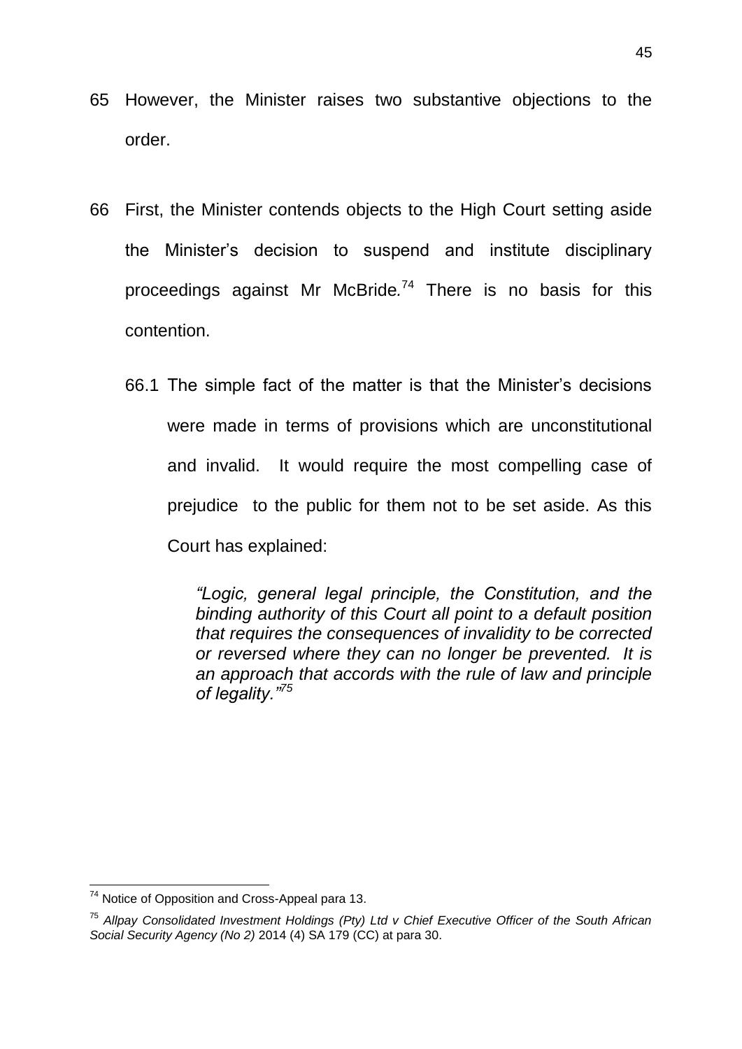65 However, the Minister raises two substantive objections to the order.

66 First, the Minister contends objects to the High Court setting aside the Minister's decision to suspend and institute disciplinary proceedings against Mr McBride.[74] There is no basis for this contention.

   66.1 The simple fact of the matter is that the Minister's decisions were made in terms of provisions which are unconstitutional and invalid. It would require the most compelling case of prejudice to the public for them not to be set aside. As this Court has explained:

   > *"Logic, general legal principle, the Constitution, and the binding authority of this Court all point to a default position that requires the consequences of invalidity to be corrected or reversed where they can no longer be prevented. It is an approach that accords with the rule of law and principle of legality."*[75]

---

[74] Notice of Opposition and Cross-Appeal para 13.

[75] *Allpay Consolidated Investment Holdings (Pty) Ltd v Chief Executive Officer of the South African Social Security Agency (No 2)* 2014 (4) SA 179 (CC) at para 30.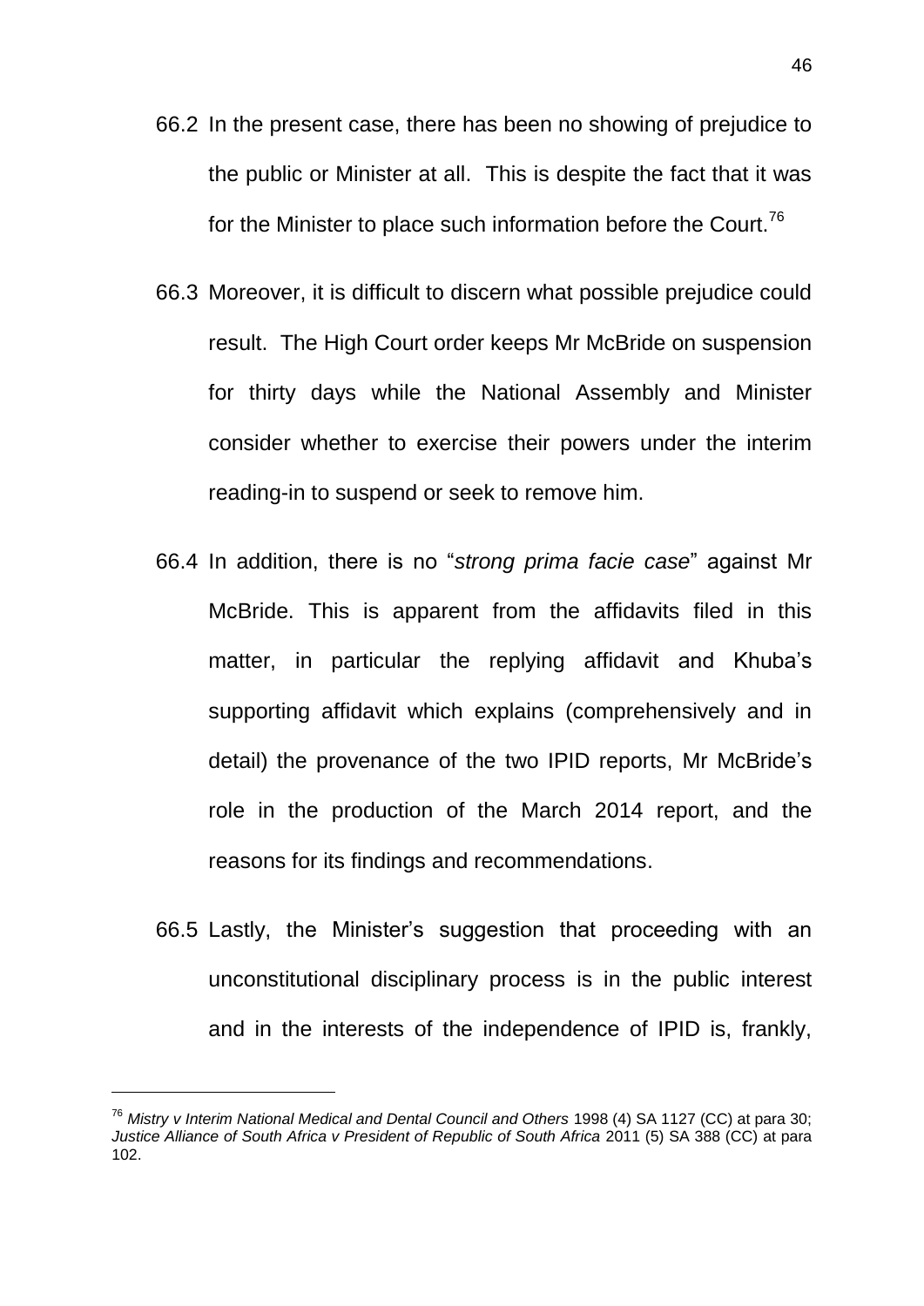66.2 In the present case, there has been no showing of prejudice to the public or Minister at all. This is despite the fact that it was for the Minister to place such information before the Court.[76]

66.3 Moreover, it is difficult to discern what possible prejudice could result. The High Court order keeps Mr McBride on suspension for thirty days while the National Assembly and Minister consider whether to exercise their powers under the interim reading-in to suspend or seek to remove him.

66.4 In addition, there is no "*strong prima facie case*" against Mr McBride. This is apparent from the affidavits filed in this matter, in particular the replying affidavit and Khuba's supporting affidavit which explains (comprehensively and in detail) the provenance of the two IPID reports, Mr McBride's role in the production of the March 2014 report, and the reasons for its findings and recommendations.

66.5 Lastly, the Minister's suggestion that proceeding with an unconstitutional disciplinary process is in the public interest and in the interests of the independence of IPID is, frankly,

---

[76] *Mistry v Interim National Medical and Dental Council and Others* 1998 (4) SA 1127 (CC) at para 30; *Justice Alliance of South Africa v President of Republic of South Africa* 2011 (5) SA 388 (CC) at para 102.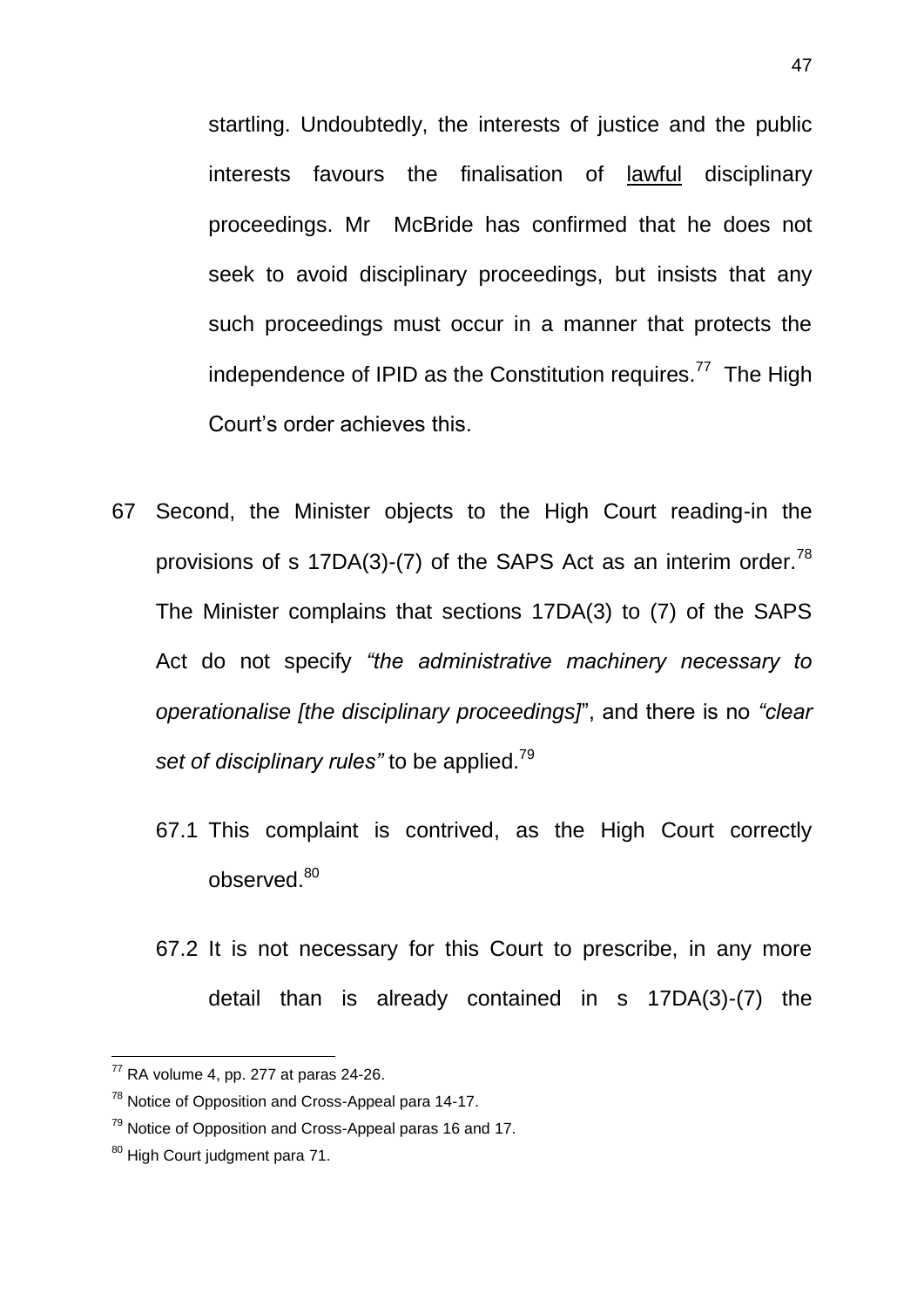startling. Undoubtedly, the interests of justice and the public interests favours the finalisation of lawful disciplinary proceedings. Mr McBride has confirmed that he does not seek to avoid disciplinary proceedings, but insists that any such proceedings must occur in a manner that protects the independence of IPID as the Constitution requires.[77] The High Court's order achieves this.

67 Second, the Minister objects to the High Court reading-in the provisions of s 17DA(3)-(7) of the SAPS Act as an interim order.[78] The Minister complains that sections 17DA(3) to (7) of the SAPS Act do not specify *"the administrative machinery necessary to operationalise [the disciplinary proceedings]*", and there is no *"clear set of disciplinary rules"* to be applied.[79]

67.1 This complaint is contrived, as the High Court correctly observed.[80]

67.2 It is not necessary for this Court to prescribe, in any more detail than is already contained in s 17DA(3)-(7) the

---

[77] RA volume 4, pp. 277 at paras 24-26.

[78] Notice of Opposition and Cross-Appeal para 14-17.

[79] Notice of Opposition and Cross-Appeal paras 16 and 17.

[80] High Court judgment para 71.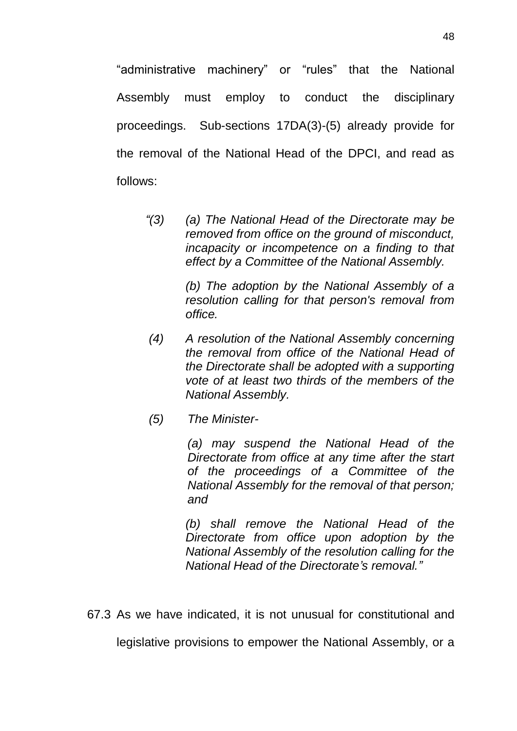"administrative machinery" or "rules" that the National Assembly must employ to conduct the disciplinary proceedings. Sub-sections 17DA(3)-(5) already provide for the removal of the National Head of the DPCI, and read as follows:

> *"(3) (a) The National Head of the Directorate may be removed from office on the ground of misconduct, incapacity or incompetence on a finding to that effect by a Committee of the National Assembly.*
>
> *(b) The adoption by the National Assembly of a resolution calling for that person's removal from office.*
>
> *(4) A resolution of the National Assembly concerning the removal from office of the National Head of the Directorate shall be adopted with a supporting vote of at least two thirds of the members of the National Assembly.*
>
> *(5) The Minister-*
>
> *(a) may suspend the National Head of the Directorate from office at any time after the start of the proceedings of a Committee of the National Assembly for the removal of that person; and*
>
> *(b) shall remove the National Head of the Directorate from office upon adoption by the National Assembly of the resolution calling for the National Head of the Directorate's removal."*

67.3 As we have indicated, it is not unusual for constitutional and legislative provisions to empower the National Assembly, or a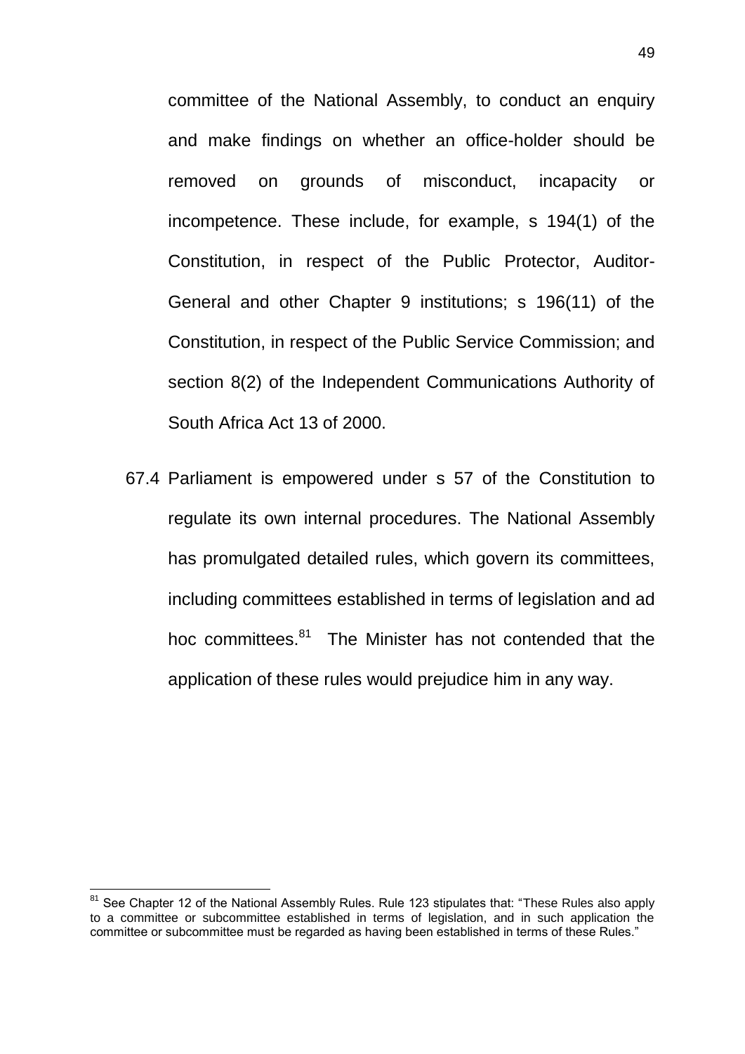committee of the National Assembly, to conduct an enquiry and make findings on whether an office-holder should be removed on grounds of misconduct, incapacity or incompetence. These include, for example, s 194(1) of the Constitution, in respect of the Public Protector, Auditor-General and other Chapter 9 institutions; s 196(11) of the Constitution, in respect of the Public Service Commission; and section 8(2) of the Independent Communications Authority of South Africa Act 13 of 2000.

67.4 Parliament is empowered under s 57 of the Constitution to regulate its own internal procedures. The National Assembly has promulgated detailed rules, which govern its committees, including committees established in terms of legislation and ad hoc committees.[81] The Minister has not contended that the application of these rules would prejudice him in any way.

---

[81] See Chapter 12 of the National Assembly Rules. Rule 123 stipulates that: "These Rules also apply to a committee or subcommittee established in terms of legislation, and in such application the committee or subcommittee must be regarded as having been established in terms of these Rules."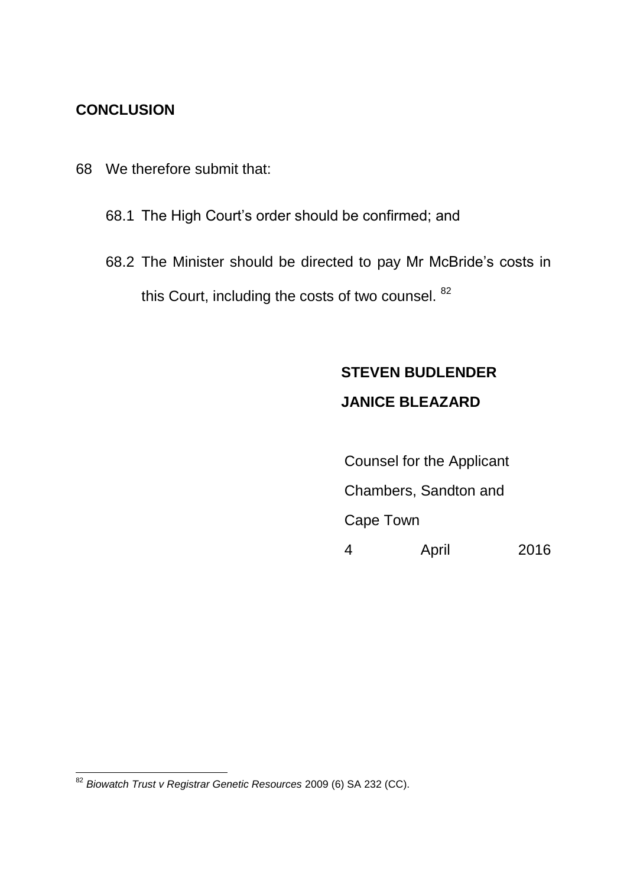## CONCLUSION

68 We therefore submit that:

68.1 The High Court's order should be confirmed; and

68.2 The Minister should be directed to pay Mr McBride's costs in this Court, including the costs of two counsel. [82]

**STEVEN BUDLENDER**

**JANICE BLEAZARD**

Counsel for the Applicant

Chambers, Sandton and Cape Town

4 April 2016

---

[82] *Biowatch Trust v Registrar Genetic Resources* 2009 (6) SA 232 (CC).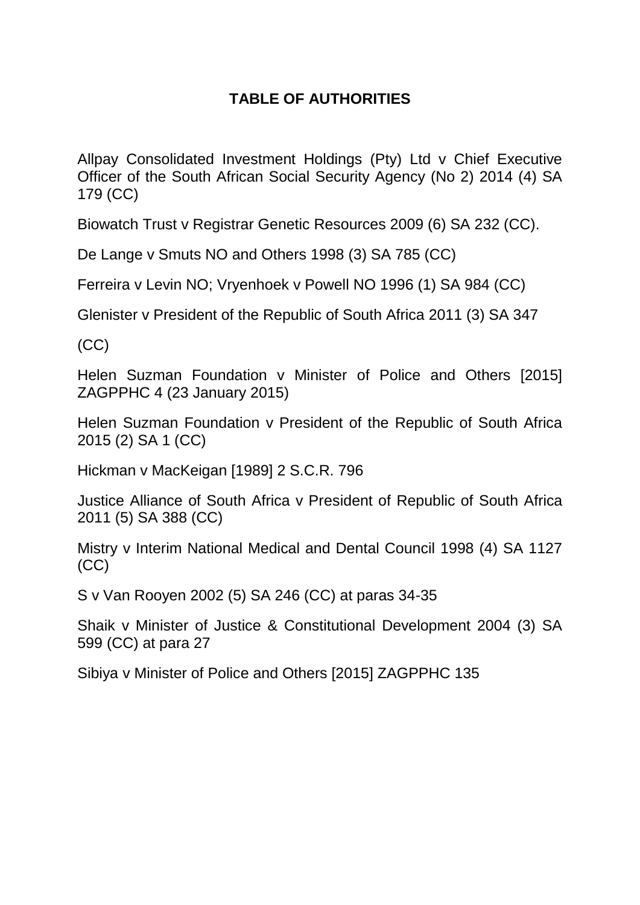# TABLE OF AUTHORITIES

Allpay Consolidated Investment Holdings (Pty) Ltd v Chief Executive Officer of the South African Social Security Agency (No 2) 2014 (4) SA 179 (CC)

Biowatch Trust v Registrar Genetic Resources 2009 (6) SA 232 (CC).

De Lange v Smuts NO and Others 1998 (3) SA 785 (CC)

Ferreira v Levin NO; Vryenhoek v Powell NO 1996 (1) SA 984 (CC)

Glenister v President of the Republic of South Africa 2011 (3) SA 347

(CC)

Helen Suzman Foundation v Minister of Police and Others [2015] ZAGPPHC 4 (23 January 2015)

Helen Suzman Foundation v President of the Republic of South Africa 2015 (2) SA 1 (CC)

Hickman v MacKeigan [1989] 2 S.C.R. 796

Justice Alliance of South Africa v President of Republic of South Africa 2011 (5) SA 388 (CC)

Mistry v Interim National Medical and Dental Council 1998 (4) SA 1127 (CC)

S v Van Rooyen 2002 (5) SA 246 (CC) at paras 34-35

Shaik v Minister of Justice & Constitutional Development 2004 (3) SA 599 (CC) at para 27

Sibiya v Minister of Police and Others [2015] ZAGPPHC 135